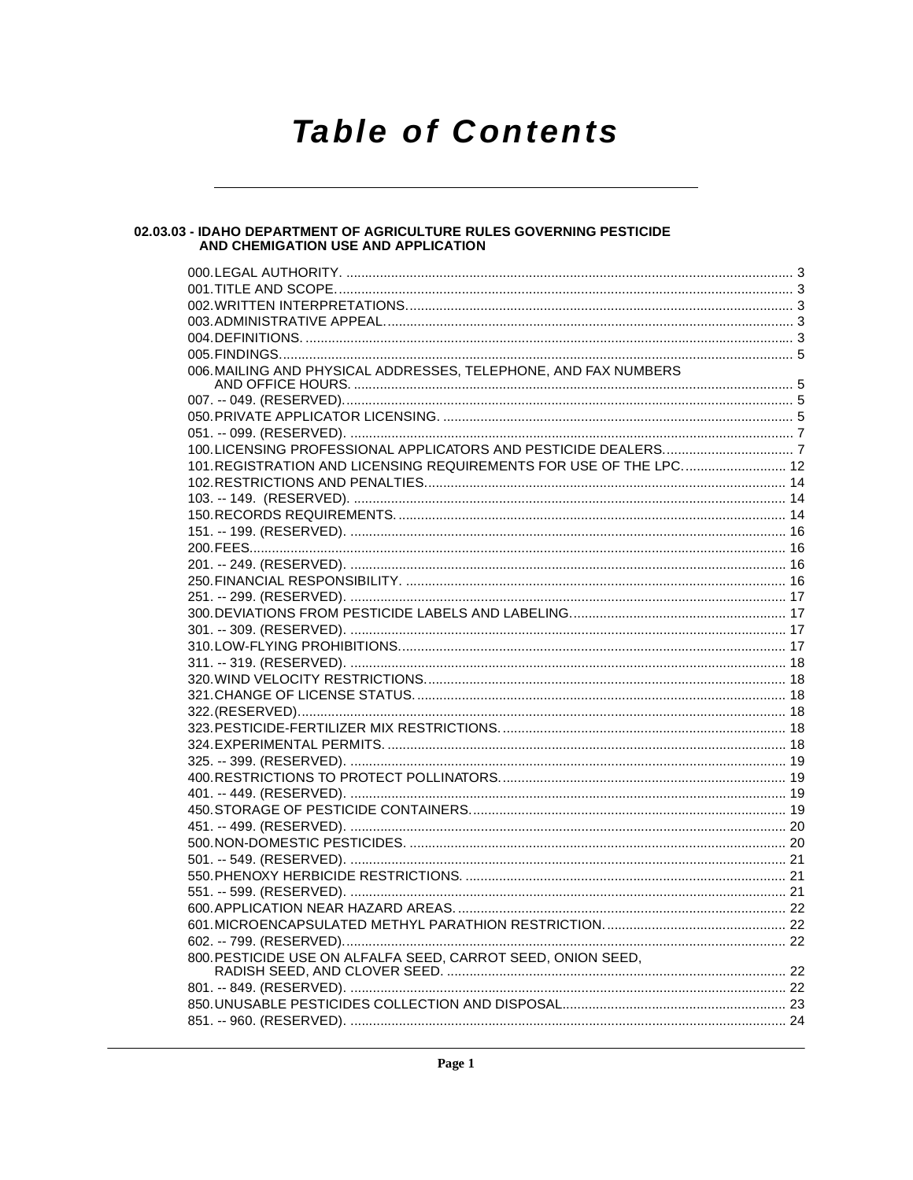# Table of Contents

## 02.03.03 - IDAHO DEPARTMENT OF AGRICULTURE RULES GOVERNING PESTICIDE AND CHEMIGATION USE AND APPLICATION

000. LEGAL AUTHORITY. .......... 3
001. TITLE AND SCOPE. .......... 3
002. WRITTEN INTERPRETATIONS. .......... 3
003. ADMINISTRATIVE APPEAL. .......... 3
004. DEFINITIONS. .......... 3
005. FINDINGS. .......... 5
006. MAILING AND PHYSICAL ADDRESSES, TELEPHONE, AND FAX NUMBERS AND OFFICE HOURS. .......... 5
007. -- 049. (RESERVED). .......... 5
050. PRIVATE APPLICATOR LICENSING. .......... 5
051. -- 099. (RESERVED). .......... 7
100. LICENSING PROFESSIONAL APPLICATORS AND PESTICIDE DEALERS. .......... 7
101. REGISTRATION AND LICENSING REQUIREMENTS FOR USE OF THE LPC. .......... 12
102. RESTRICTIONS AND PENALTIES. .......... 14
103. -- 149. (RESERVED). .......... 14
150. RECORDS REQUIREMENTS. .......... 14
151. -- 199. (RESERVED). .......... 16
200. FEES. .......... 16
201. -- 249. (RESERVED). .......... 16
250. FINANCIAL RESPONSIBILITY. .......... 16
251. -- 299. (RESERVED). .......... 17
300. DEVIATIONS FROM PESTICIDE LABELS AND LABELING. .......... 17
301. -- 309. (RESERVED). .......... 17
310. LOW-FLYING PROHIBITIONS. .......... 17
311. -- 319. (RESERVED). .......... 18
320. WIND VELOCITY RESTRICTIONS. .......... 18
321. CHANGE OF LICENSE STATUS. .......... 18
322. (RESERVED). .......... 18
323. PESTICIDE-FERTILIZER MIX RESTRICTIONS. .......... 18
324. EXPERIMENTAL PERMITS. .......... 18
325. -- 399. (RESERVED). .......... 19
400. RESTRICTIONS TO PROTECT POLLINATORS. .......... 19
401. -- 449. (RESERVED). .......... 19
450. STORAGE OF PESTICIDE CONTAINERS. .......... 19
451. -- 499. (RESERVED). .......... 20
500. NON-DOMESTIC PESTICIDES. .......... 20
501. -- 549. (RESERVED). .......... 21
550. PHENOXY HERBICIDE RESTRICTIONS. .......... 21
551. -- 599. (RESERVED). .......... 21
600. APPLICATION NEAR HAZARD AREAS. .......... 22
601. MICROENCAPSULATED METHYL PARATHION RESTRICTION. .......... 22
602. -- 799. (RESERVED). .......... 22
800. PESTICIDE USE ON ALFALFA SEED, CARROT SEED, ONION SEED, RADISH SEED, AND CLOVER SEED. .......... 22
801. -- 849. (RESERVED). .......... 22
850. UNUSABLE PESTICIDES COLLECTION AND DISPOSAL. .......... 23
851. -- 960. (RESERVED). .......... 24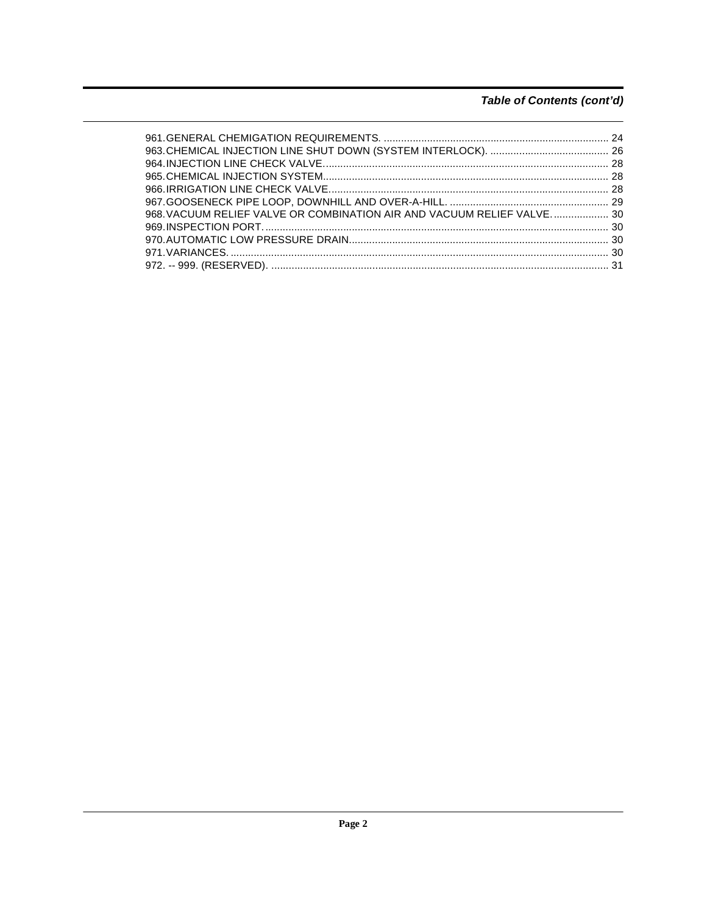***Table of Contents (cont'd)***

961. GENERAL CHEMIGATION REQUIREMENTS. ............................................................................ 24
963. CHEMICAL INJECTION LINE SHUT DOWN (SYSTEM INTERLOCK). ......................................... 26
964. INJECTION LINE CHECK VALVE. ................................................................................................ 28
965. CHEMICAL INJECTION SYSTEM. ................................................................................................ 28
966. IRRIGATION LINE CHECK VALVE. ............................................................................................. 28
967. GOOSENECK PIPE LOOP, DOWNHILL AND OVER-A-HILL. ....................................................... 29
968. VACUUM RELIEF VALVE OR COMBINATION AIR AND VACUUM RELIEF VALVE. ................... 30
969. INSPECTION PORT. ..................................................................................................................... 30
970. AUTOMATIC LOW PRESSURE DRAIN. ........................................................................................ 30
971. VARIANCES. ................................................................................................................................. 30
972. -- 999. (RESERVED). .................................................................................................................... 31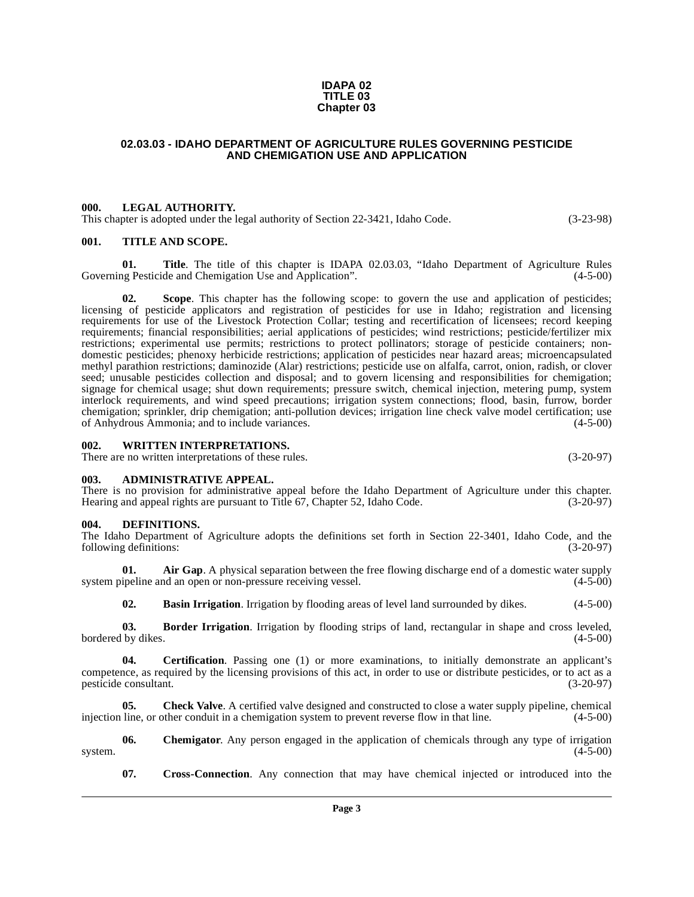**IDAPA 02**
**TITLE 03**
**Chapter 03**

## 02.03.03 - IDAHO DEPARTMENT OF AGRICULTURE RULES GOVERNING PESTICIDE AND CHEMIGATION USE AND APPLICATION

### 000. LEGAL AUTHORITY.

This chapter is adopted under the legal authority of Section 22-3421, Idaho Code. (3-23-98)

### 001. TITLE AND SCOPE.

**01. Title**. The title of this chapter is IDAPA 02.03.03, "Idaho Department of Agriculture Rules Governing Pesticide and Chemigation Use and Application". (4-5-00)

**02. Scope**. This chapter has the following scope: to govern the use and application of pesticides; licensing of pesticide applicators and registration of pesticides for use in Idaho; registration and licensing requirements for use of the Livestock Protection Collar; testing and recertification of licensees; record keeping requirements; financial responsibilities; aerial applications of pesticides; wind restrictions; pesticide/fertilizer mix restrictions; experimental use permits; restrictions to protect pollinators; storage of pesticide containers; non-domestic pesticides; phenoxy herbicide restrictions; application of pesticides near hazard areas; microencapsulated methyl parathion restrictions; daminozide (Alar) restrictions; pesticide use on alfalfa, carrot, onion, radish, or clover seed; unusable pesticides collection and disposal; and to govern licensing and responsibilities for chemigation; signage for chemical usage; shut down requirements; pressure switch, chemical injection, metering pump, system interlock requirements, and wind speed precautions; irrigation system connections; flood, basin, furrow, border chemigation; sprinkler, drip chemigation; anti-pollution devices; irrigation line check valve model certification; use of Anhydrous Ammonia; and to include variances. (4-5-00)

### 002. WRITTEN INTERPRETATIONS.

There are no written interpretations of these rules. (3-20-97)

### 003. ADMINISTRATIVE APPEAL.

There is no provision for administrative appeal before the Idaho Department of Agriculture under this chapter. Hearing and appeal rights are pursuant to Title 67, Chapter 52, Idaho Code. (3-20-97)

### 004. DEFINITIONS.

The Idaho Department of Agriculture adopts the definitions set forth in Section 22-3401, Idaho Code, and the following definitions: (3-20-97)

**01. Air Gap**. A physical separation between the free flowing discharge end of a domestic water supply system pipeline and an open or non-pressure receiving vessel. (4-5-00)

**02. Basin Irrigation**. Irrigation by flooding areas of level land surrounded by dikes. (4-5-00)

**03. Border Irrigation**. Irrigation by flooding strips of land, rectangular in shape and cross leveled, bordered by dikes. (4-5-00)

**04. Certification**. Passing one (1) or more examinations, to initially demonstrate an applicant's competence, as required by the licensing provisions of this act, in order to use or distribute pesticides, or to act as a pesticide consultant. (3-20-97)

**05. Check Valve**. A certified valve designed and constructed to close a water supply pipeline, chemical injection line, or other conduit in a chemigation system to prevent reverse flow in that line. (4-5-00)

**06. Chemigator**. Any person engaged in the application of chemicals through any type of irrigation system. (4-5-00)

**07. Cross-Connection**. Any connection that may have chemical injected or introduced into the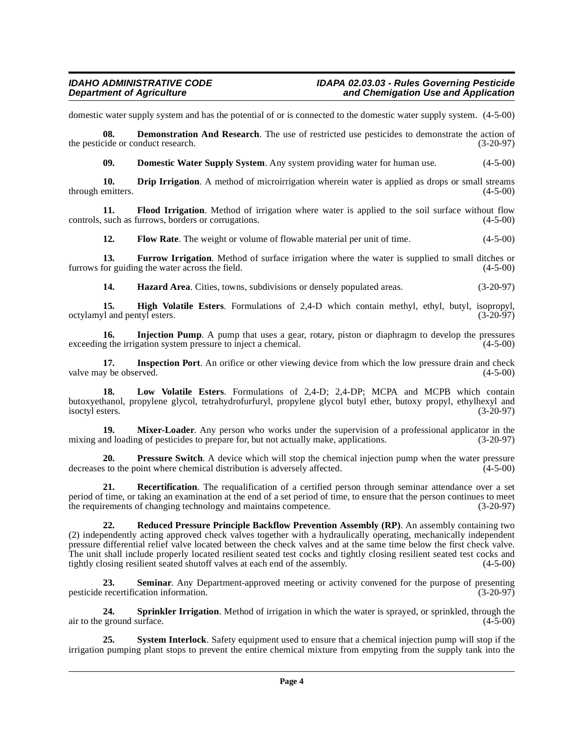domestic water supply system and has the potential of or is connected to the domestic water supply system. (4-5-00)

**08. Demonstration And Research**. The use of restricted use pesticides to demonstrate the action of the pesticide or conduct research. (3-20-97)

**09. Domestic Water Supply System**. Any system providing water for human use. (4-5-00)

**10. Drip Irrigation**. A method of microirrigation wherein water is applied as drops or small streams through emitters. (4-5-00)

**11. Flood Irrigation**. Method of irrigation where water is applied to the soil surface without flow controls, such as furrows, borders or corrugations. (4-5-00)

**12. Flow Rate**. The weight or volume of flowable material per unit of time. (4-5-00)

**13. Furrow Irrigation**. Method of surface irrigation where the water is supplied to small ditches or furrows for guiding the water across the field. (4-5-00)

**14. Hazard Area**. Cities, towns, subdivisions or densely populated areas. (3-20-97)

**15. High Volatile Esters**. Formulations of 2,4-D which contain methyl, ethyl, butyl, isopropyl, octylamyl and pentyl esters. (3-20-97)

**16. Injection Pump**. A pump that uses a gear, rotary, piston or diaphragm to develop the pressures exceeding the irrigation system pressure to inject a chemical. (4-5-00)

**17. Inspection Port**. An orifice or other viewing device from which the low pressure drain and check valve may be observed. (4-5-00)

**18. Low Volatile Esters**. Formulations of 2,4-D; 2,4-DP; MCPA and MCPB which contain butoxyethanol, propylene glycol, tetrahydrofurfuryl, propylene glycol butyl ether, butoxy propyl, ethylhexyl and isoctyl esters. (3-20-97)

**19. Mixer-Loader**. Any person who works under the supervision of a professional applicator in the mixing and loading of pesticides to prepare for, but not actually make, applications. (3-20-97)

**20. Pressure Switch**. A device which will stop the chemical injection pump when the water pressure decreases to the point where chemical distribution is adversely affected. (4-5-00)

**21. Recertification**. The requalification of a certified person through seminar attendance over a set period of time, or taking an examination at the end of a set period of time, to ensure that the person continues to meet the requirements of changing technology and maintains competence. (3-20-97)

**22. Reduced Pressure Principle Backflow Prevention Assembly (RP)**. An assembly containing two (2) independently acting approved check valves together with a hydraulically operating, mechanically independent pressure differential relief valve located between the check valves and at the same time below the first check valve. The unit shall include properly located resilient seated test cocks and tightly closing resilient seated test cocks and tightly closing resilient seated shutoff valves at each end of the assembly. (4-5-00)

**23. Seminar**. Any Department-approved meeting or activity convened for the purpose of presenting pesticide recertification information. (3-20-97)

**24. Sprinkler Irrigation**. Method of irrigation in which the water is sprayed, or sprinkled, through the air to the ground surface. (4-5-00)

**25. System Interlock**. Safety equipment used to ensure that a chemical injection pump will stop if the irrigation pumping plant stops to prevent the entire chemical mixture from empyting from the supply tank into the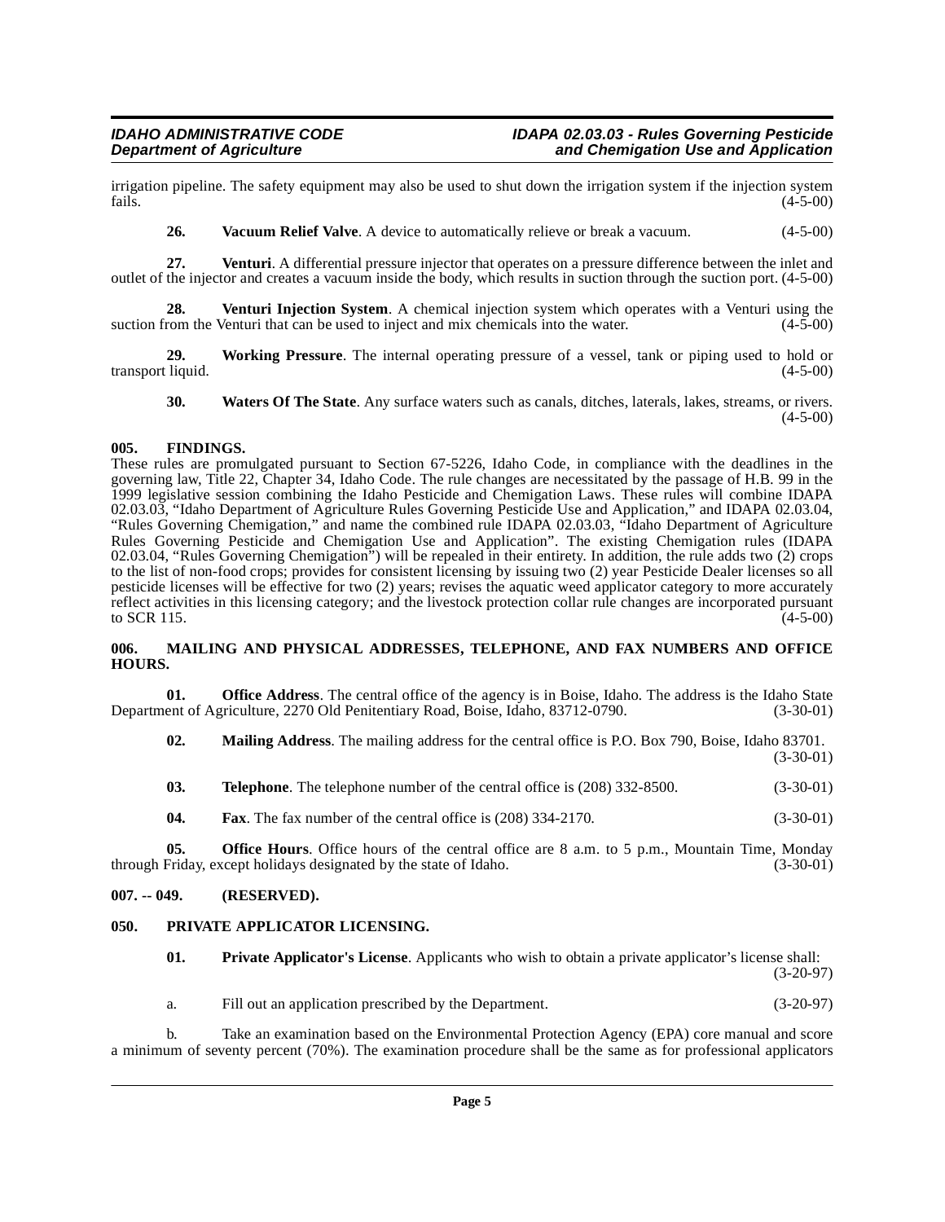irrigation pipeline. The safety equipment may also be used to shut down the irrigation system if the injection system fails. (4-5-00)

**26. Vacuum Relief Valve**. A device to automatically relieve or break a vacuum. (4-5-00)

**27. Venturi**. A differential pressure injector that operates on a pressure difference between the inlet and outlet of the injector and creates a vacuum inside the body, which results in suction through the suction port. (4-5-00)

**28. Venturi Injection System**. A chemical injection system which operates with a Venturi using the suction from the Venturi that can be used to inject and mix chemicals into the water. (4-5-00)

**29. Working Pressure**. The internal operating pressure of a vessel, tank or piping used to hold or transport liquid. (4-5-00)

**30. Waters Of The State**. Any surface waters such as canals, ditches, laterals, lakes, streams, or rivers. (4-5-00)

## 005. FINDINGS.

These rules are promulgated pursuant to Section 67-5226, Idaho Code, in compliance with the deadlines in the governing law, Title 22, Chapter 34, Idaho Code. The rule changes are necessitated by the passage of H.B. 99 in the 1999 legislative session combining the Idaho Pesticide and Chemigation Laws. These rules will combine IDAPA 02.03.03, "Idaho Department of Agriculture Rules Governing Pesticide Use and Application," and IDAPA 02.03.04, "Rules Governing Chemigation," and name the combined rule IDAPA 02.03.03, "Idaho Department of Agriculture Rules Governing Pesticide and Chemigation Use and Application". The existing Chemigation rules (IDAPA 02.03.04, "Rules Governing Chemigation") will be repealed in their entirety. In addition, the rule adds two (2) crops to the list of non-food crops; provides for consistent licensing by issuing two (2) year Pesticide Dealer licenses so all pesticide licenses will be effective for two (2) years; revises the aquatic weed applicator category to more accurately reflect activities in this licensing category; and the livestock protection collar rule changes are incorporated pursuant to SCR 115. (4-5-00)

## 006. MAILING AND PHYSICAL ADDRESSES, TELEPHONE, AND FAX NUMBERS AND OFFICE HOURS.

**01. Office Address**. The central office of the agency is in Boise, Idaho. The address is the Idaho State Department of Agriculture, 2270 Old Penitentiary Road, Boise, Idaho, 83712-0790. (3-30-01)

**02. Mailing Address**. The mailing address for the central office is P.O. Box 790, Boise, Idaho 83701. (3-30-01)

**03. Telephone**. The telephone number of the central office is (208) 332-8500. (3-30-01)

**04. Fax**. The fax number of the central office is (208) 334-2170. (3-30-01)

**05. Office Hours**. Office hours of the central office are 8 a.m. to 5 p.m., Mountain Time, Monday through Friday, except holidays designated by the state of Idaho. (3-30-01)

## 007. -- 049. (RESERVED).

## 050. PRIVATE APPLICATOR LICENSING.

**01. Private Applicator's License**. Applicants who wish to obtain a private applicator's license shall: (3-20-97)

a. Fill out an application prescribed by the Department. (3-20-97)

b. Take an examination based on the Environmental Protection Agency (EPA) core manual and score a minimum of seventy percent (70%). The examination procedure shall be the same as for professional applicators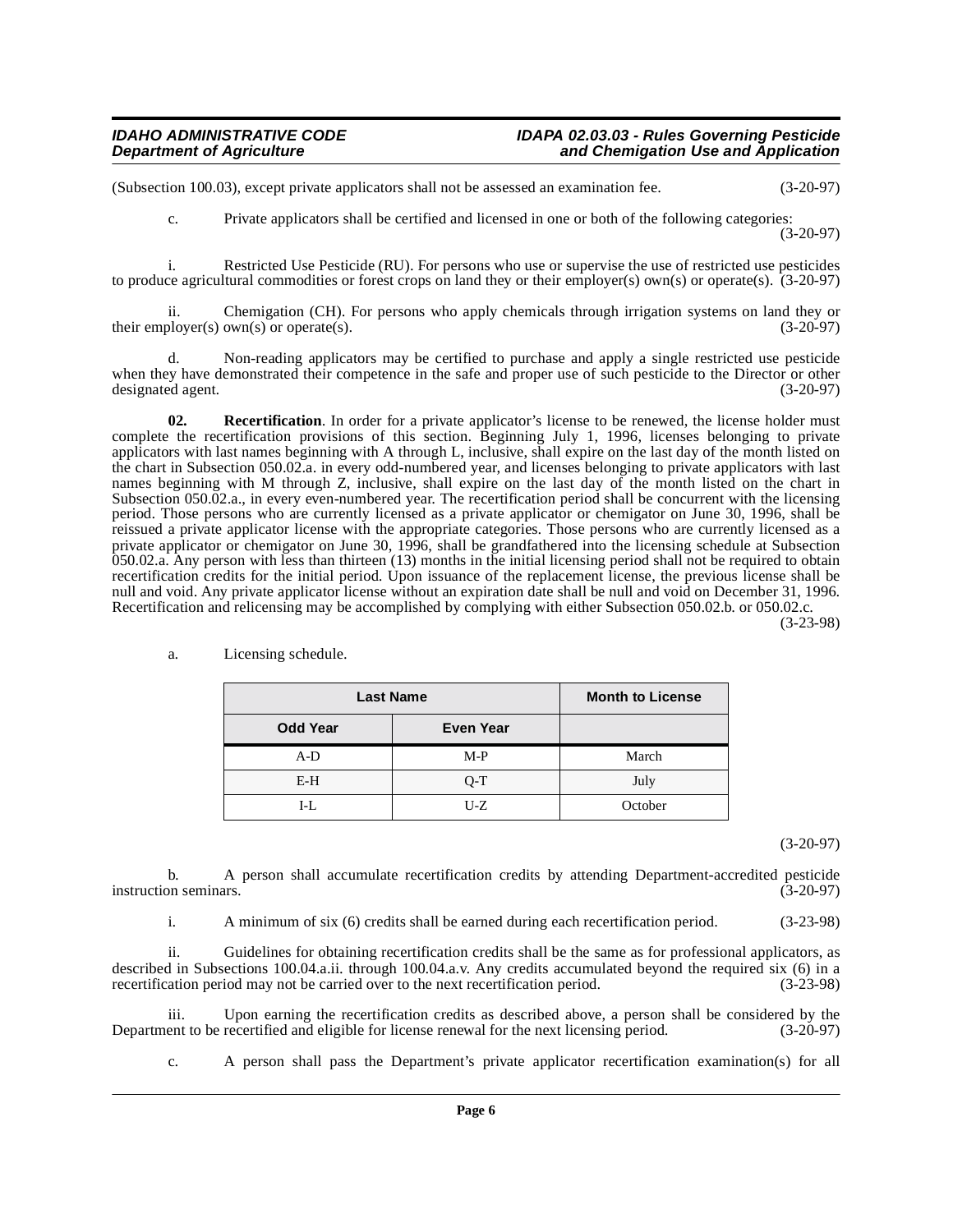(Subsection 100.03), except private applicators shall not be assessed an examination fee. (3-20-97)

c. Private applicators shall be certified and licensed in one or both of the following categories: (3-20-97)

i. Restricted Use Pesticide (RU). For persons who use or supervise the use of restricted use pesticides to produce agricultural commodities or forest crops on land they or their employer(s) own(s) or operate(s). (3-20-97)

ii. Chemigation (CH). For persons who apply chemicals through irrigation systems on land they or their employer(s) own(s) or operate(s). (3-20-97)

d. Non-reading applicators may be certified to purchase and apply a single restricted use pesticide when they have demonstrated their competence in the safe and proper use of such pesticide to the Director or other designated agent. (3-20-97)

**02. Recertification**. In order for a private applicator's license to be renewed, the license holder must complete the recertification provisions of this section. Beginning July 1, 1996, licenses belonging to private applicators with last names beginning with A through L, inclusive, shall expire on the last day of the month listed on the chart in Subsection 050.02.a. in every odd-numbered year, and licenses belonging to private applicators with last names beginning with M through Z, inclusive, shall expire on the last day of the month listed on the chart in Subsection 050.02.a., in every even-numbered year. The recertification period shall be concurrent with the licensing period. Those persons who are currently licensed as a private applicator or chemigator on June 30, 1996, shall be reissued a private applicator license with the appropriate categories. Those persons who are currently licensed as a private applicator or chemigator on June 30, 1996, shall be grandfathered into the licensing schedule at Subsection 050.02.a. Any person with less than thirteen (13) months in the initial licensing period shall not be required to obtain recertification credits for the initial period. Upon issuance of the replacement license, the previous license shall be null and void. Any private applicator license without an expiration date shall be null and void on December 31, 1996. Recertification and relicensing may be accomplished by complying with either Subsection 050.02.b. or 050.02.c. (3-23-98)

a. Licensing schedule.

| Last Name | | Month to License |
|---|---|---|
| Odd Year | Even Year | |
| A-D | M-P | March |
| E-H | Q-T | July |
| I-L | U-Z | October |

(3-20-97)

b. A person shall accumulate recertification credits by attending Department-accredited pesticide instruction seminars. (3-20-97)

i. A minimum of six (6) credits shall be earned during each recertification period. (3-23-98)

ii. Guidelines for obtaining recertification credits shall be the same as for professional applicators, as described in Subsections 100.04.a.ii. through 100.04.a.v. Any credits accumulated beyond the required six (6) in a recertification period may not be carried over to the next recertification period. (3-23-98)

iii. Upon earning the recertification credits as described above, a person shall be considered by the Department to be recertified and eligible for license renewal for the next licensing period. (3-20-97)

c. A person shall pass the Department's private applicator recertification examination(s) for all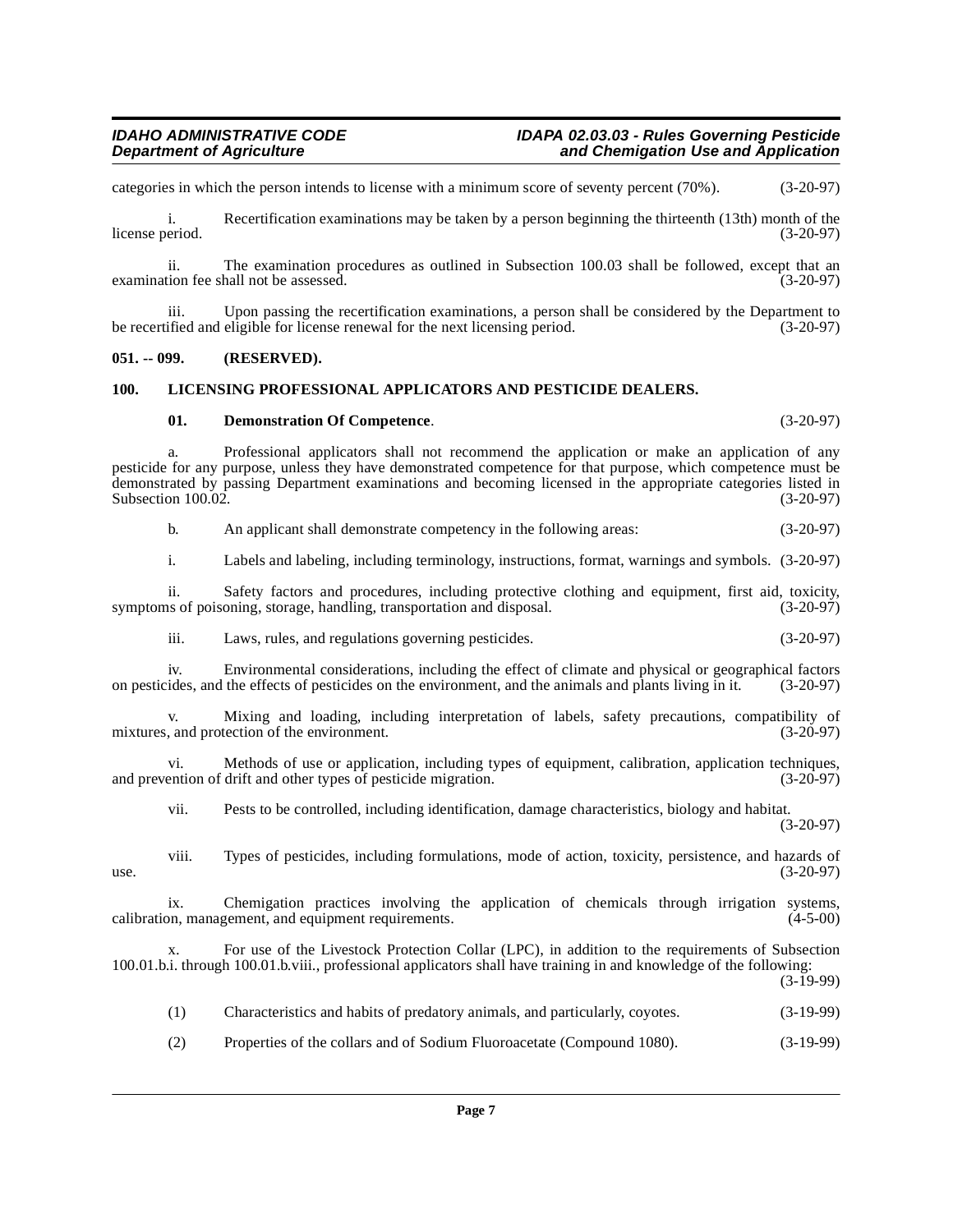categories in which the person intends to license with a minimum score of seventy percent (70%). (3-20-97)

i. Recertification examinations may be taken by a person beginning the thirteenth (13th) month of the license period. (3-20-97)

ii. The examination procedures as outlined in Subsection 100.03 shall be followed, except that an examination fee shall not be assessed. (3-20-97)

iii. Upon passing the recertification examinations, a person shall be considered by the Department to be recertified and eligible for license renewal for the next licensing period. (3-20-97)

**051. -- 099. (RESERVED).**

**100. LICENSING PROFESSIONAL APPLICATORS AND PESTICIDE DEALERS.**

**01. Demonstration Of Competence**. (3-20-97)

a. Professional applicators shall not recommend the application or make an application of any pesticide for any purpose, unless they have demonstrated competence for that purpose, which competence must be demonstrated by passing Department examinations and becoming licensed in the appropriate categories listed in Subsection 100.02. (3-20-97)

b. An applicant shall demonstrate competency in the following areas: (3-20-97)

i. Labels and labeling, including terminology, instructions, format, warnings and symbols. (3-20-97)

ii. Safety factors and procedures, including protective clothing and equipment, first aid, toxicity, symptoms of poisoning, storage, handling, transportation and disposal. (3-20-97)

iii. Laws, rules, and regulations governing pesticides. (3-20-97)

iv. Environmental considerations, including the effect of climate and physical or geographical factors on pesticides, and the effects of pesticides on the environment, and the animals and plants living in it. (3-20-97)

v. Mixing and loading, including interpretation of labels, safety precautions, compatibility of mixtures, and protection of the environment. (3-20-97)

vi. Methods of use or application, including types of equipment, calibration, application techniques, and prevention of drift and other types of pesticide migration. (3-20-97)

vii. Pests to be controlled, including identification, damage characteristics, biology and habitat. (3-20-97)

viii. Types of pesticides, including formulations, mode of action, toxicity, persistence, and hazards of use. (3-20-97)

ix. Chemigation practices involving the application of chemicals through irrigation systems, calibration, management, and equipment requirements. (4-5-00)

x. For use of the Livestock Protection Collar (LPC), in addition to the requirements of Subsection 100.01.b.i. through 100.01.b.viii., professional applicators shall have training in and knowledge of the following: (3-19-99)

(1) Characteristics and habits of predatory animals, and particularly, coyotes. (3-19-99)

(2) Properties of the collars and of Sodium Fluoroacetate (Compound 1080). (3-19-99)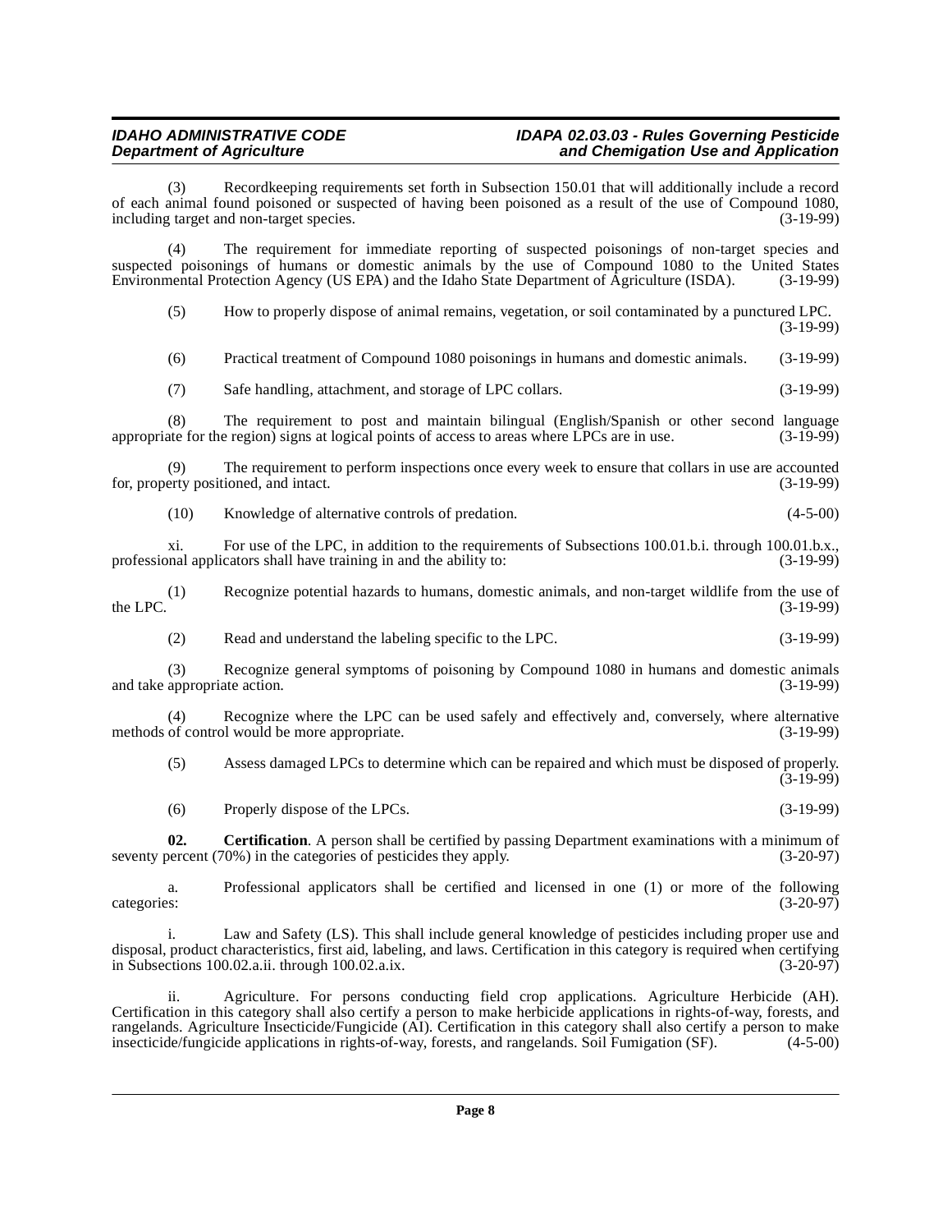(3) Recordkeeping requirements set forth in Subsection 150.01 that will additionally include a record of each animal found poisoned or suspected of having been poisoned as a result of the use of Compound 1080, including target and non-target species. (3-19-99)

(4) The requirement for immediate reporting of suspected poisonings of non-target species and suspected poisonings of humans or domestic animals by the use of Compound 1080 to the United States Environmental Protection Agency (US EPA) and the Idaho State Department of Agriculture (ISDA). (3-19-99)

(5) How to properly dispose of animal remains, vegetation, or soil contaminated by a punctured LPC. (3-19-99)

(6) Practical treatment of Compound 1080 poisonings in humans and domestic animals. (3-19-99)

(7) Safe handling, attachment, and storage of LPC collars. (3-19-99)

(8) The requirement to post and maintain bilingual (English/Spanish or other second language appropriate for the region) signs at logical points of access to areas where LPCs are in use. (3-19-99)

(9) The requirement to perform inspections once every week to ensure that collars in use are accounted for, properly positioned, and intact. (3-19-99)

(10) Knowledge of alternative controls of predation. (4-5-00)

xi. For use of the LPC, in addition to the requirements of Subsections 100.01.b.i. through 100.01.b.x., professional applicators shall have training in and the ability to: (3-19-99)

(1) Recognize potential hazards to humans, domestic animals, and non-target wildlife from the use of the LPC. (3-19-99)

(2) Read and understand the labeling specific to the LPC. (3-19-99)

(3) Recognize general symptoms of poisoning by Compound 1080 in humans and domestic animals and take appropriate action. (3-19-99)

(4) Recognize where the LPC can be used safely and effectively and, conversely, where alternative methods of control would be more appropriate. (3-19-99)

(5) Assess damaged LPCs to determine which can be repaired and which must be disposed of properly. (3-19-99)

(6) Properly dispose of the LPCs. (3-19-99)

**02. Certification**. A person shall be certified by passing Department examinations with a minimum of seventy percent (70%) in the categories of pesticides they apply. (3-20-97)

a. Professional applicators shall be certified and licensed in one (1) or more of the following categories: (3-20-97)

i. Law and Safety (LS). This shall include general knowledge of pesticides including proper use and disposal, product characteristics, first aid, labeling, and laws. Certification in this category is required when certifying in Subsections 100.02.a.ii. through 100.02.a.ix. (3-20-97)

ii. Agriculture. For persons conducting field crop applications. Agriculture Herbicide (AH). Certification in this category shall also certify a person to make herbicide applications in rights-of-way, forests, and rangelands. Agriculture Insecticide/Fungicide (AI). Certification in this category shall also certify a person to make insecticide/fungicide applications in rights-of-way, forests, and rangelands. Soil Fumigation (SF). (4-5-00)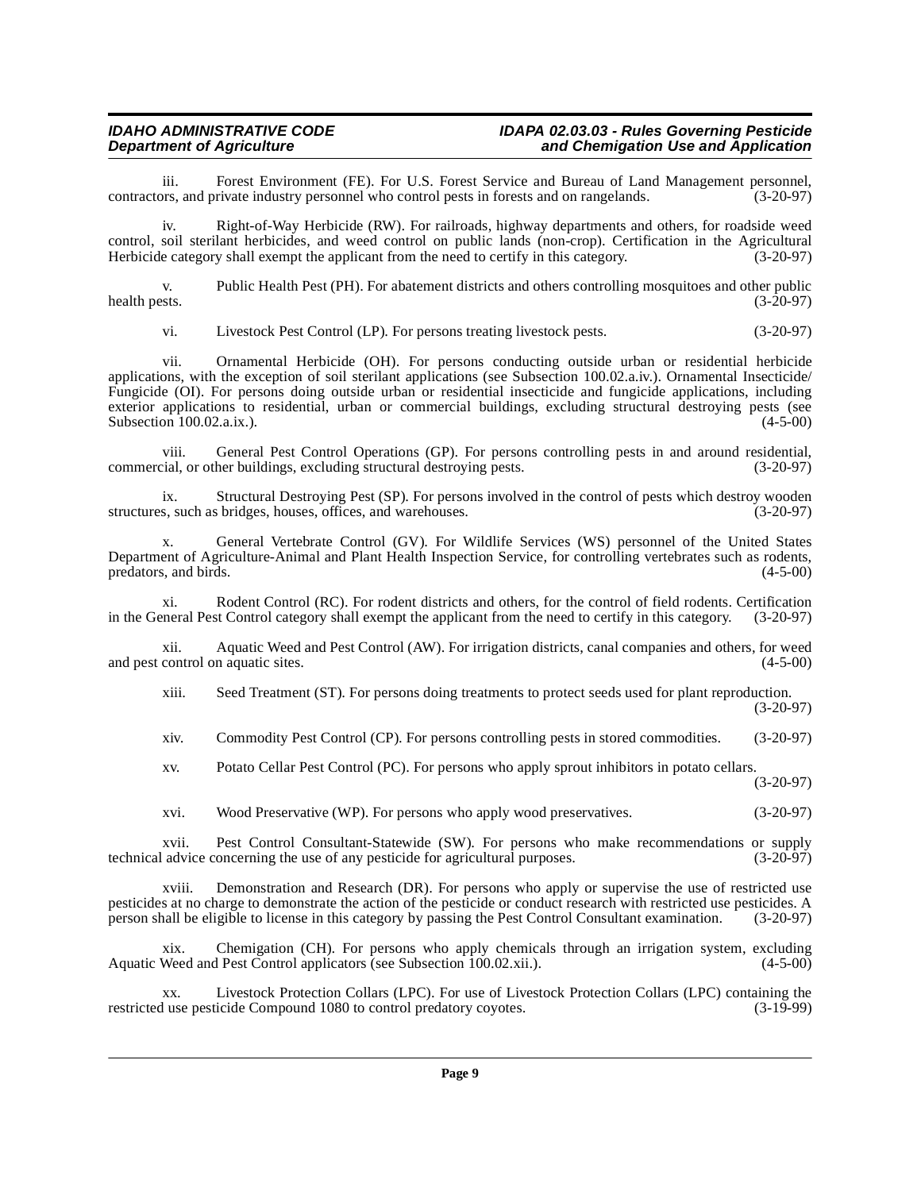iii. Forest Environment (FE). For U.S. Forest Service and Bureau of Land Management personnel, contractors, and private industry personnel who control pests in forests and on rangelands. (3-20-97)

iv. Right-of-Way Herbicide (RW). For railroads, highway departments and others, for roadside weed control, soil sterilant herbicides, and weed control on public lands (non-crop). Certification in the Agricultural Herbicide category shall exempt the applicant from the need to certify in this category. (3-20-97)

v. Public Health Pest (PH). For abatement districts and others controlling mosquitoes and other public health pests. (3-20-97)

vi. Livestock Pest Control (LP). For persons treating livestock pests. (3-20-97)

vii. Ornamental Herbicide (OH). For persons conducting outside urban or residential herbicide applications, with the exception of soil sterilant applications (see Subsection 100.02.a.iv.). Ornamental Insecticide/Fungicide (OI). For persons doing outside urban or residential insecticide and fungicide applications, including exterior applications to residential, urban or commercial buildings, excluding structural destroying pests (see Subsection 100.02.a.ix.). (4-5-00)

viii. General Pest Control Operations (GP). For persons controlling pests in and around residential, commercial, or other buildings, excluding structural destroying pests. (3-20-97)

ix. Structural Destroying Pest (SP). For persons involved in the control of pests which destroy wooden structures, such as bridges, houses, offices, and warehouses. (3-20-97)

x. General Vertebrate Control (GV). For Wildlife Services (WS) personnel of the United States Department of Agriculture-Animal and Plant Health Inspection Service, for controlling vertebrates such as rodents, predators, and birds. (4-5-00)

xi. Rodent Control (RC). For rodent districts and others, for the control of field rodents. Certification in the General Pest Control category shall exempt the applicant from the need to certify in this category. (3-20-97)

xii. Aquatic Weed and Pest Control (AW). For irrigation districts, canal companies and others, for weed and pest control on aquatic sites. (4-5-00)

xiii. Seed Treatment (ST). For persons doing treatments to protect seeds used for plant reproduction. (3-20-97)

xiv. Commodity Pest Control (CP). For persons controlling pests in stored commodities. (3-20-97)

xv. Potato Cellar Pest Control (PC). For persons who apply sprout inhibitors in potato cellars. (3-20-97)

xvi. Wood Preservative (WP). For persons who apply wood preservatives. (3-20-97)

xvii. Pest Control Consultant-Statewide (SW). For persons who make recommendations or supply technical advice concerning the use of any pesticide for agricultural purposes. (3-20-97)

xviii. Demonstration and Research (DR). For persons who apply or supervise the use of restricted use pesticides at no charge to demonstrate the action of the pesticide or conduct research with restricted use pesticides. A person shall be eligible to license in this category by passing the Pest Control Consultant examination. (3-20-97)

xix. Chemigation (CH). For persons who apply chemicals through an irrigation system, excluding Aquatic Weed and Pest Control applicators (see Subsection 100.02.xii.). (4-5-00)

xx. Livestock Protection Collars (LPC). For use of Livestock Protection Collars (LPC) containing the restricted use pesticide Compound 1080 to control predatory coyotes. (3-19-99)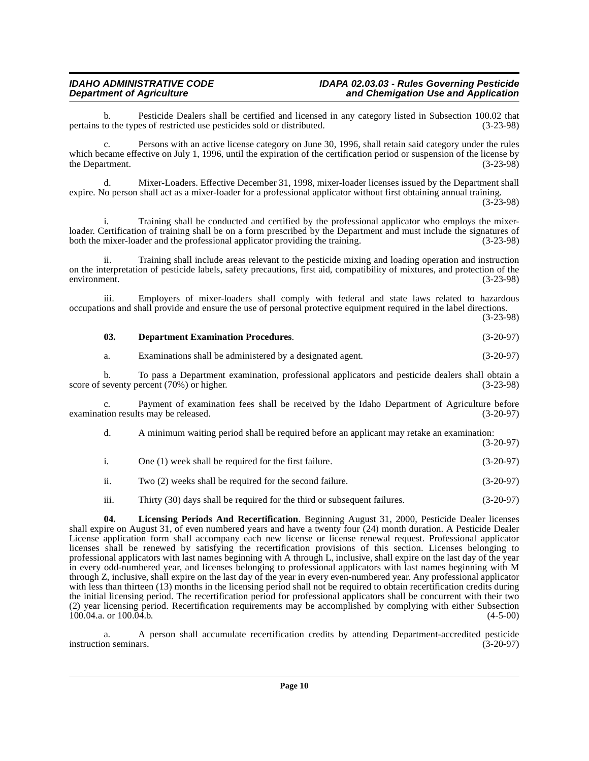b. Pesticide Dealers shall be certified and licensed in any category listed in Subsection 100.02 that pertains to the types of restricted use pesticides sold or distributed. (3-23-98)

c. Persons with an active license category on June 30, 1996, shall retain said category under the rules which became effective on July 1, 1996, until the expiration of the certification period or suspension of the license by the Department. (3-23-98)

d. Mixer-Loaders. Effective December 31, 1998, mixer-loader licenses issued by the Department shall expire. No person shall act as a mixer-loader for a professional applicator without first obtaining annual training. (3-23-98)

i. Training shall be conducted and certified by the professional applicator who employs the mixer-loader. Certification of training shall be on a form prescribed by the Department and must include the signatures of both the mixer-loader and the professional applicator providing the training. (3-23-98)

ii. Training shall include areas relevant to the pesticide mixing and loading operation and instruction on the interpretation of pesticide labels, safety precautions, first aid, compatibility of mixtures, and protection of the environment. (3-23-98)

iii. Employers of mixer-loaders shall comply with federal and state laws related to hazardous occupations and shall provide and ensure the use of personal protective equipment required in the label directions. (3-23-98)

**03. Department Examination Procedures**. (3-20-97)

a. Examinations shall be administered by a designated agent. (3-20-97)

b. To pass a Department examination, professional applicators and pesticide dealers shall obtain a score of seventy percent (70%) or higher. (3-23-98)

c. Payment of examination fees shall be received by the Idaho Department of Agriculture before examination results may be released. (3-20-97)

d. A minimum waiting period shall be required before an applicant may retake an examination: (3-20-97)

i. One (1) week shall be required for the first failure. (3-20-97)

ii. Two (2) weeks shall be required for the second failure. (3-20-97)

iii. Thirty (30) days shall be required for the third or subsequent failures. (3-20-97)

**04. Licensing Periods And Recertification**. Beginning August 31, 2000, Pesticide Dealer licenses shall expire on August 31, of even numbered years and have a twenty four (24) month duration. A Pesticide Dealer License application form shall accompany each new license or license renewal request. Professional applicator licenses shall be renewed by satisfying the recertification provisions of this section. Licenses belonging to professional applicators with last names beginning with A through L, inclusive, shall expire on the last day of the year in every odd-numbered year, and licenses belonging to professional applicators with last names beginning with M through Z, inclusive, shall expire on the last day of the year in every even-numbered year. Any professional applicator with less than thirteen (13) months in the licensing period shall not be required to obtain recertification credits during the initial licensing period. The recertification period for professional applicators shall be concurrent with their two (2) year licensing period. Recertification requirements may be accomplished by complying with either Subsection 100.04.a. or 100.04.b. (4-5-00)

a. A person shall accumulate recertification credits by attending Department-accredited pesticide instruction seminars. (3-20-97)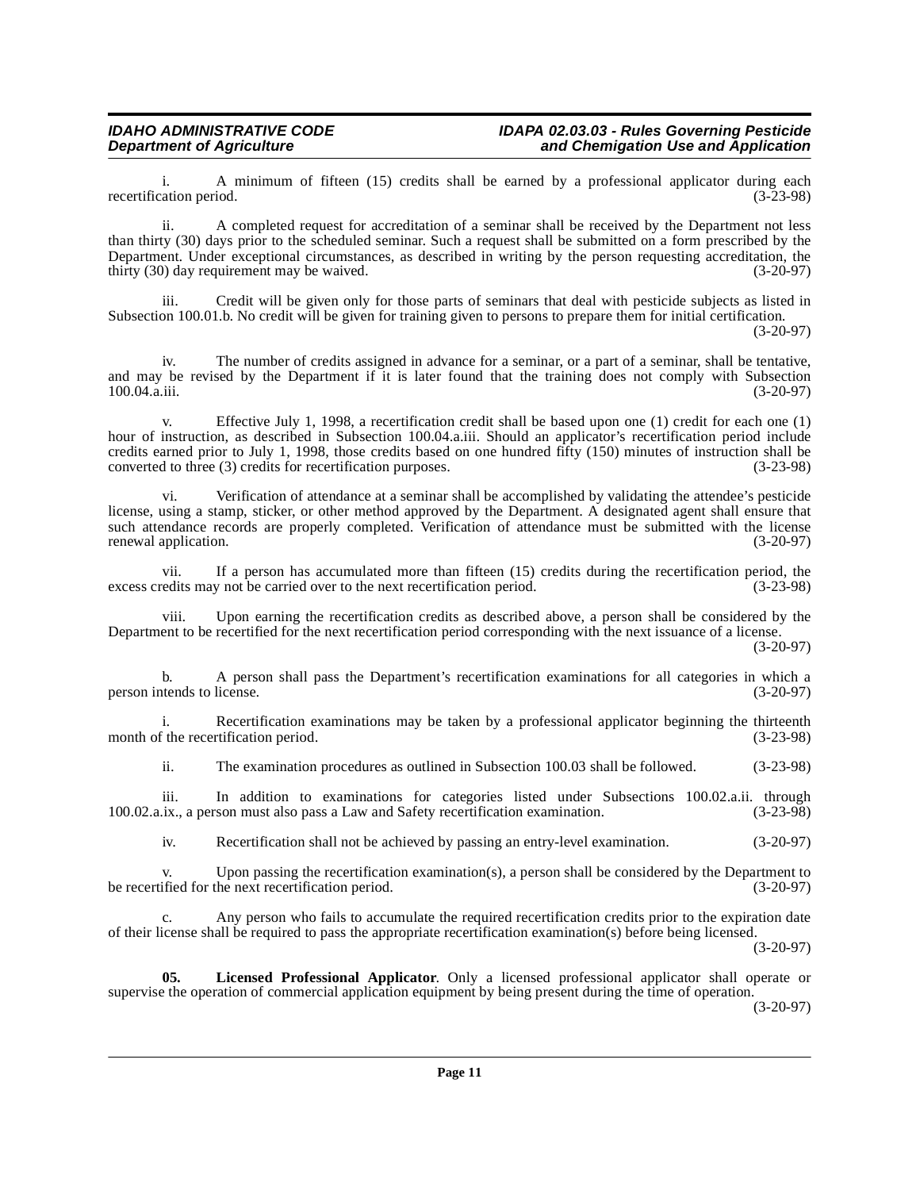i. A minimum of fifteen (15) credits shall be earned by a professional applicator during each recertification period. (3-23-98)

ii. A completed request for accreditation of a seminar shall be received by the Department not less than thirty (30) days prior to the scheduled seminar. Such a request shall be submitted on a form prescribed by the Department. Under exceptional circumstances, as described in writing by the person requesting accreditation, the thirty (30) day requirement may be waived. (3-20-97)

iii. Credit will be given only for those parts of seminars that deal with pesticide subjects as listed in Subsection 100.01.b. No credit will be given for training given to persons to prepare them for initial certification. (3-20-97)

iv. The number of credits assigned in advance for a seminar, or a part of a seminar, shall be tentative, and may be revised by the Department if it is later found that the training does not comply with Subsection 100.04.a.iii. (3-20-97)

v. Effective July 1, 1998, a recertification credit shall be based upon one (1) credit for each one (1) hour of instruction, as described in Subsection 100.04.a.iii. Should an applicator's recertification period include credits earned prior to July 1, 1998, those credits based on one hundred fifty (150) minutes of instruction shall be converted to three (3) credits for recertification purposes. (3-23-98)

vi. Verification of attendance at a seminar shall be accomplished by validating the attendee's pesticide license, using a stamp, sticker, or other method approved by the Department. A designated agent shall ensure that such attendance records are properly completed. Verification of attendance must be submitted with the license renewal application. (3-20-97)

vii. If a person has accumulated more than fifteen (15) credits during the recertification period, the excess credits may not be carried over to the next recertification period. (3-23-98)

viii. Upon earning the recertification credits as described above, a person shall be considered by the Department to be recertified for the next recertification period corresponding with the next issuance of a license. (3-20-97)

b. A person shall pass the Department's recertification examinations for all categories in which a person intends to license. (3-20-97)

i. Recertification examinations may be taken by a professional applicator beginning the thirteenth month of the recertification period. (3-23-98)

ii. The examination procedures as outlined in Subsection 100.03 shall be followed. (3-23-98)

iii. In addition to examinations for categories listed under Subsections 100.02.a.ii. through 100.02.a.ix., a person must also pass a Law and Safety recertification examination. (3-23-98)

iv. Recertification shall not be achieved by passing an entry-level examination. (3-20-97)

v. Upon passing the recertification examination(s), a person shall be considered by the Department to be recertified for the next recertification period. (3-20-97)

c. Any person who fails to accumulate the required recertification credits prior to the expiration date of their license shall be required to pass the appropriate recertification examination(s) before being licensed. (3-20-97)

**05. Licensed Professional Applicator**. Only a licensed professional applicator shall operate or supervise the operation of commercial application equipment by being present during the time of operation. (3-20-97)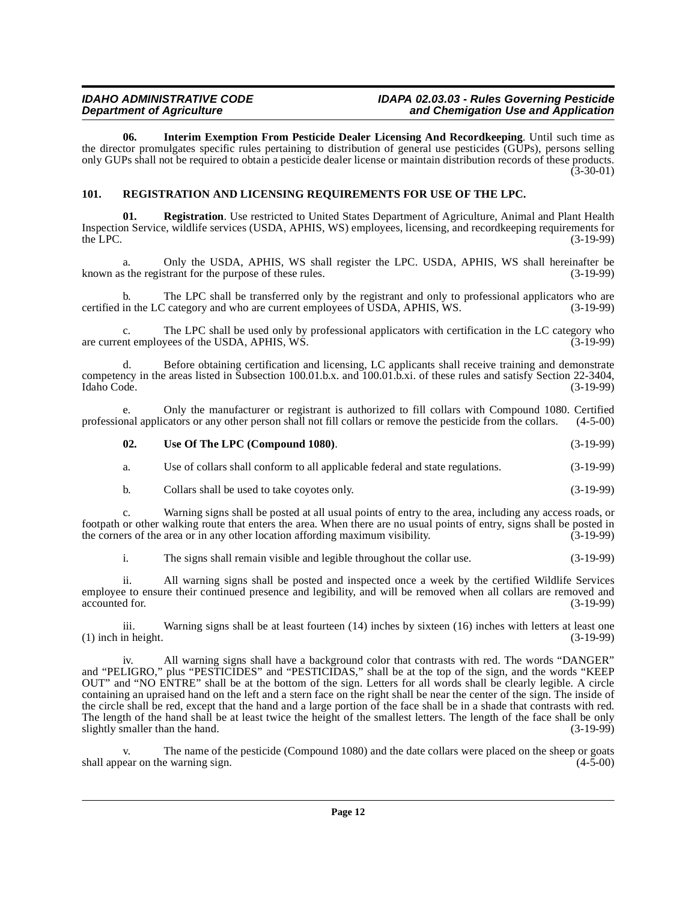**06. Interim Exemption From Pesticide Dealer Licensing And Recordkeeping**. Until such time as the director promulgates specific rules pertaining to distribution of general use pesticides (GUPs), persons selling only GUPs shall not be required to obtain a pesticide dealer license or maintain distribution records of these products. (3-30-01)

### 101. REGISTRATION AND LICENSING REQUIREMENTS FOR USE OF THE LPC.

**01. Registration**. Use restricted to United States Department of Agriculture, Animal and Plant Health Inspection Service, wildlife services (USDA, APHIS, WS) employees, licensing, and recordkeeping requirements for the LPC. (3-19-99)

a. Only the USDA, APHIS, WS shall register the LPC. USDA, APHIS, WS shall hereinafter be known as the registrant for the purpose of these rules. (3-19-99)

b. The LPC shall be transferred only by the registrant and only to professional applicators who are certified in the LC category and who are current employees of USDA, APHIS, WS. (3-19-99)

c. The LPC shall be used only by professional applicators with certification in the LC category who are current employees of the USDA, APHIS, WS. (3-19-99)

d. Before obtaining certification and licensing, LC applicants shall receive training and demonstrate competency in the areas listed in Subsection 100.01.b.x. and 100.01.b.xi. of these rules and satisfy Section 22-3404, Idaho Code. (3-19-99)

e. Only the manufacturer or registrant is authorized to fill collars with Compound 1080. Certified professional applicators or any other person shall not fill collars or remove the pesticide from the collars. (4-5-00)

**02. Use Of The LPC (Compound 1080)**. (3-19-99)

a. Use of collars shall conform to all applicable federal and state regulations. (3-19-99)

b. Collars shall be used to take coyotes only. (3-19-99)

c. Warning signs shall be posted at all usual points of entry to the area, including any access roads, or footpath or other walking route that enters the area. When there are no usual points of entry, signs shall be posted in the corners of the area or in any other location affording maximum visibility. (3-19-99)

i. The signs shall remain visible and legible throughout the collar use. (3-19-99)

ii. All warning signs shall be posted and inspected once a week by the certified Wildlife Services employee to ensure their continued presence and legibility, and will be removed when all collars are removed and accounted for. (3-19-99)

iii. Warning signs shall be at least fourteen (14) inches by sixteen (16) inches with letters at least one (1) inch in height. (3-19-99)

iv. All warning signs shall have a background color that contrasts with red. The words "DANGER" and "PELIGRO," plus "PESTICIDES" and "PESTICIDAS," shall be at the top of the sign, and the words "KEEP OUT" and "NO ENTRE" shall be at the bottom of the sign. Letters for all words shall be clearly legible. A circle containing an upraised hand on the left and a stern face on the right shall be near the center of the sign. The inside of the circle shall be red, except that the hand and a large portion of the face shall be in a shade that contrasts with red. The length of the hand shall be at least twice the height of the smallest letters. The length of the face shall be only slightly smaller than the hand. (3-19-99)

v. The name of the pesticide (Compound 1080) and the date collars were placed on the sheep or goats shall appear on the warning sign. (4-5-00)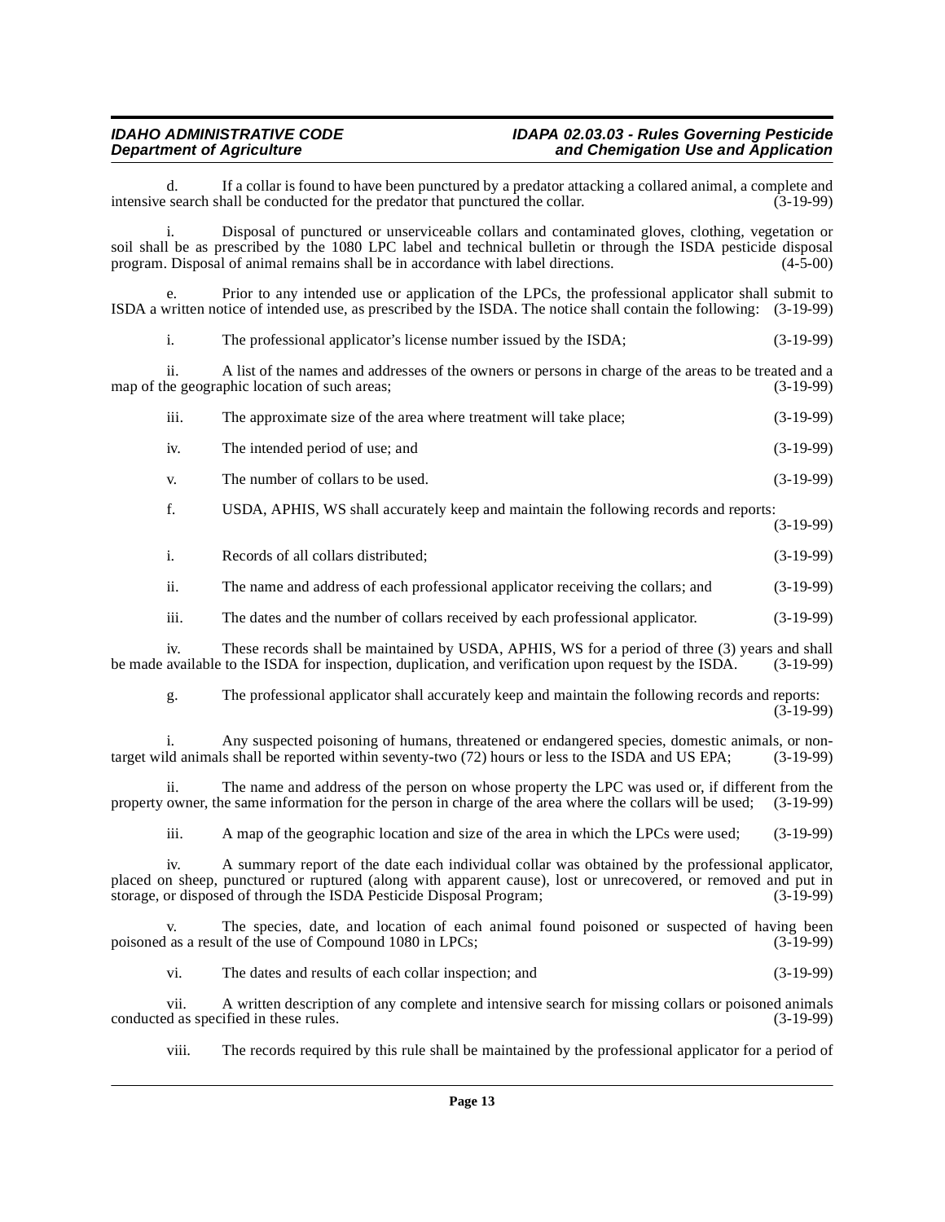d. If a collar is found to have been punctured by a predator attacking a collared animal, a complete and intensive search shall be conducted for the predator that punctured the collar. (3-19-99)

i. Disposal of punctured or unserviceable collars and contaminated gloves, clothing, vegetation or soil shall be as prescribed by the 1080 LPC label and technical bulletin or through the ISDA pesticide disposal program. Disposal of animal remains shall be in accordance with label directions. (4-5-00)

e. Prior to any intended use or application of the LPCs, the professional applicator shall submit to ISDA a written notice of intended use, as prescribed by the ISDA. The notice shall contain the following: (3-19-99)

i. The professional applicator's license number issued by the ISDA; (3-19-99)

ii. A list of the names and addresses of the owners or persons in charge of the areas to be treated and a map of the geographic location of such areas; (3-19-99)

iii. The approximate size of the area where treatment will take place; (3-19-99)

iv. The intended period of use; and (3-19-99)

v. The number of collars to be used. (3-19-99)

f. USDA, APHIS, WS shall accurately keep and maintain the following records and reports: (3-19-99)

i. Records of all collars distributed; (3-19-99)

ii. The name and address of each professional applicator receiving the collars; and (3-19-99)

iii. The dates and the number of collars received by each professional applicator. (3-19-99)

iv. These records shall be maintained by USDA, APHIS, WS for a period of three (3) years and shall be made available to the ISDA for inspection, duplication, and verification upon request by the ISDA. (3-19-99)

g. The professional applicator shall accurately keep and maintain the following records and reports: (3-19-99)

i. Any suspected poisoning of humans, threatened or endangered species, domestic animals, or non-target wild animals shall be reported within seventy-two (72) hours or less to the ISDA and US EPA; (3-19-99)

ii. The name and address of the person on whose property the LPC was used or, if different from the property owner, the same information for the person in charge of the area where the collars will be used; (3-19-99)

iii. A map of the geographic location and size of the area in which the LPCs were used; (3-19-99)

iv. A summary report of the date each individual collar was obtained by the professional applicator, placed on sheep, punctured or ruptured (along with apparent cause), lost or unrecovered, or removed and put in storage, or disposed of through the ISDA Pesticide Disposal Program; (3-19-99)

v. The species, date, and location of each animal found poisoned or suspected of having been poisoned as a result of the use of Compound 1080 in LPCs; (3-19-99)

vi. The dates and results of each collar inspection; and (3-19-99)

vii. A written description of any complete and intensive search for missing collars or poisoned animals conducted as specified in these rules. (3-19-99)

viii. The records required by this rule shall be maintained by the professional applicator for a period of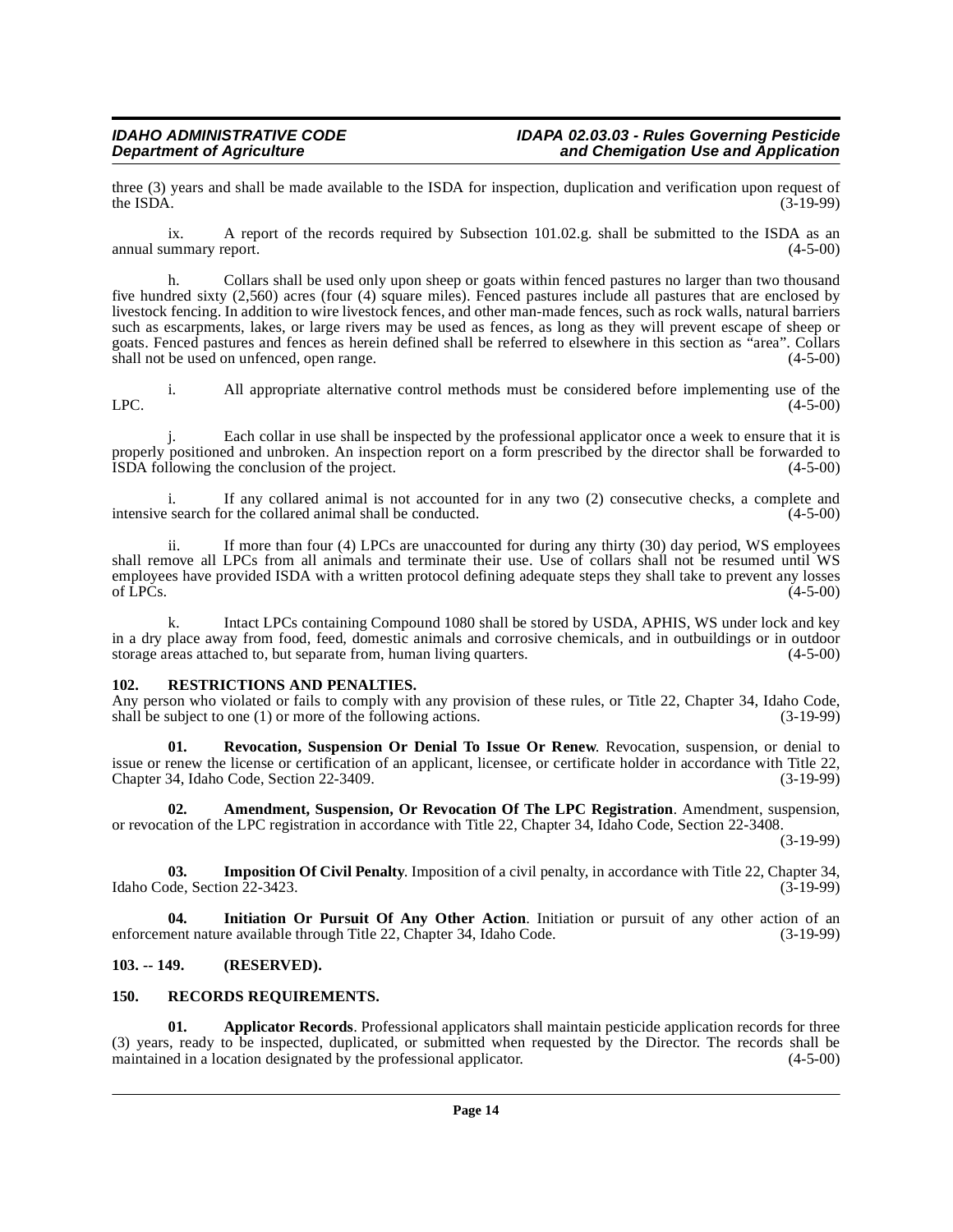three (3) years and shall be made available to the ISDA for inspection, duplication and verification upon request of the ISDA. (3-19-99)

ix. A report of the records required by Subsection 101.02.g. shall be submitted to the ISDA as an annual summary report. (4-5-00)

h. Collars shall be used only upon sheep or goats within fenced pastures no larger than two thousand five hundred sixty (2,560) acres (four (4) square miles). Fenced pastures include all pastures that are enclosed by livestock fencing. In addition to wire livestock fences, and other man-made fences, such as rock walls, natural barriers such as escarpments, lakes, or large rivers may be used as fences, as long as they will prevent escape of sheep or goats. Fenced pastures and fences as herein defined shall be referred to elsewhere in this section as "area". Collars shall not be used on unfenced, open range. (4-5-00)

i. All appropriate alternative control methods must be considered before implementing use of the LPC. (4-5-00)

j. Each collar in use shall be inspected by the professional applicator once a week to ensure that it is properly positioned and unbroken. An inspection report on a form prescribed by the director shall be forwarded to ISDA following the conclusion of the project. (4-5-00)

i. If any collared animal is not accounted for in any two (2) consecutive checks, a complete and intensive search for the collared animal shall be conducted. (4-5-00)

ii. If more than four (4) LPCs are unaccounted for during any thirty (30) day period, WS employees shall remove all LPCs from all animals and terminate their use. Use of collars shall not be resumed until WS employees have provided ISDA with a written protocol defining adequate steps they shall take to prevent any losses of LPCs. (4-5-00)

k. Intact LPCs containing Compound 1080 shall be stored by USDA, APHIS, WS under lock and key in a dry place away from food, feed, domestic animals and corrosive chemicals, and in outbuildings or in outdoor storage areas attached to, but separate from, human living quarters. (4-5-00)

## 102. RESTRICTIONS AND PENALTIES.

Any person who violated or fails to comply with any provision of these rules, or Title 22, Chapter 34, Idaho Code, shall be subject to one (1) or more of the following actions. (3-19-99)

**01. Revocation, Suspension Or Denial To Issue Or Renew**. Revocation, suspension, or denial to issue or renew the license or certification of an applicant, licensee, or certificate holder in accordance with Title 22, Chapter 34, Idaho Code, Section 22-3409. (3-19-99)

**02. Amendment, Suspension, Or Revocation Of The LPC Registration**. Amendment, suspension, or revocation of the LPC registration in accordance with Title 22, Chapter 34, Idaho Code, Section 22-3408. (3-19-99)

**03. Imposition Of Civil Penalty**. Imposition of a civil penalty, in accordance with Title 22, Chapter 34, Idaho Code, Section 22-3423. (3-19-99)

**04. Initiation Or Pursuit Of Any Other Action**. Initiation or pursuit of any other action of an enforcement nature available through Title 22, Chapter 34, Idaho Code. (3-19-99)

## 103. -- 149. (RESERVED).

## 150. RECORDS REQUIREMENTS.

**01. Applicator Records**. Professional applicators shall maintain pesticide application records for three (3) years, ready to be inspected, duplicated, or submitted when requested by the Director. The records shall be maintained in a location designated by the professional applicator. (4-5-00)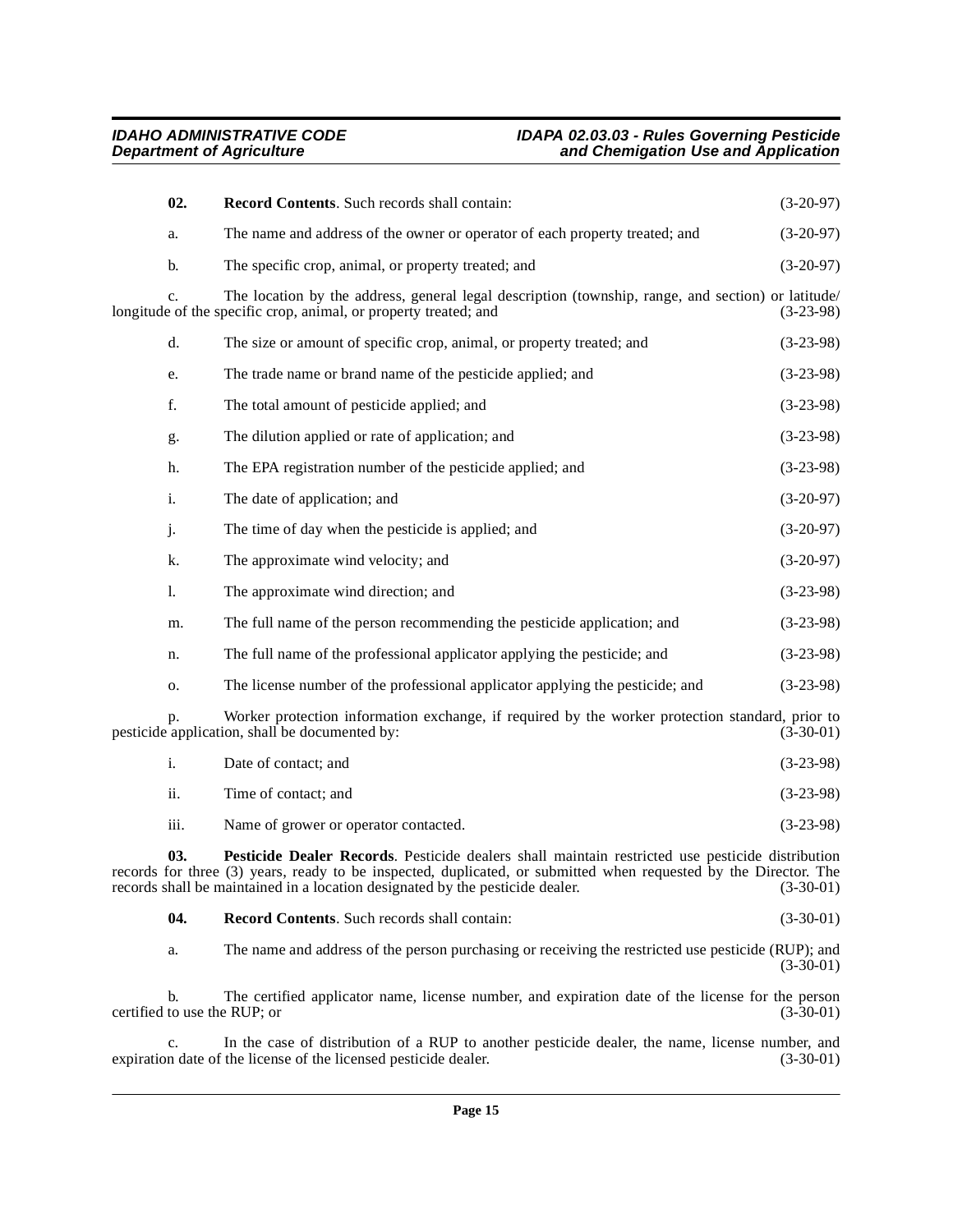**02. Record Contents**. Such records shall contain: (3-20-97)

a. The name and address of the owner or operator of each property treated; and (3-20-97)

b. The specific crop, animal, or property treated; and (3-20-97)

c. The location by the address, general legal description (township, range, and section) or latitude/longitude of the specific crop, animal, or property treated; and (3-23-98)

d. The size or amount of specific crop, animal, or property treated; and (3-23-98)

e. The trade name or brand name of the pesticide applied; and (3-23-98)

f. The total amount of pesticide applied; and (3-23-98)

g. The dilution applied or rate of application; and (3-23-98)

h. The EPA registration number of the pesticide applied; and (3-23-98)

i. The date of application; and (3-20-97)

j. The time of day when the pesticide is applied; and (3-20-97)

k. The approximate wind velocity; and (3-20-97)

l. The approximate wind direction; and (3-23-98)

m. The full name of the person recommending the pesticide application; and (3-23-98)

n. The full name of the professional applicator applying the pesticide; and (3-23-98)

o. The license number of the professional applicator applying the pesticide; and (3-23-98)

p. Worker protection information exchange, if required by the worker protection standard, prior to pesticide application, shall be documented by: (3-30-01)

i. Date of contact; and (3-23-98)

ii. Time of contact; and (3-23-98)

iii. Name of grower or operator contacted. (3-23-98)

**03. Pesticide Dealer Records**. Pesticide dealers shall maintain restricted use pesticide distribution records for three (3) years, ready to be inspected, duplicated, or submitted when requested by the Director. The records shall be maintained in a location designated by the pesticide dealer. (3-30-01)

**04. Record Contents**. Such records shall contain: (3-30-01)

a. The name and address of the person purchasing or receiving the restricted use pesticide (RUP); and (3-30-01)

b. The certified applicator name, license number, and expiration date of the license for the person certified to use the RUP; or (3-30-01)

c. In the case of distribution of a RUP to another pesticide dealer, the name, license number, and expiration date of the license of the licensed pesticide dealer. (3-30-01)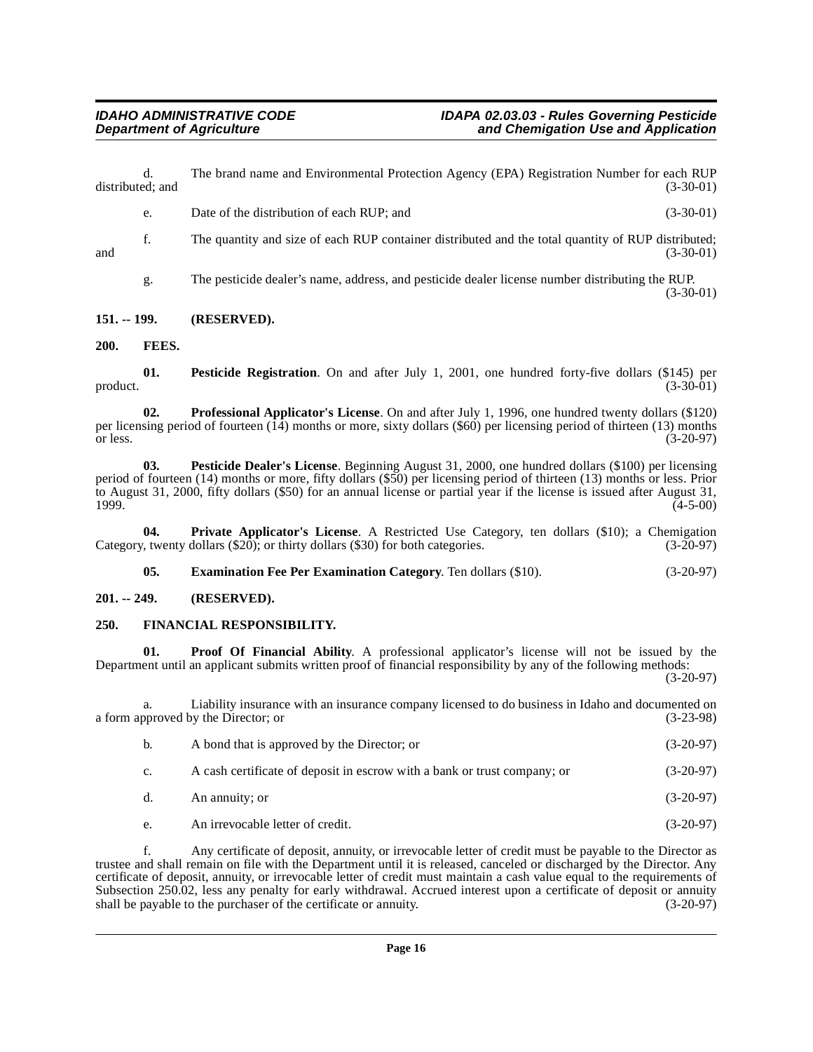d. The brand name and Environmental Protection Agency (EPA) Registration Number for each RUP distributed; and (3-30-01)

e. Date of the distribution of each RUP; and (3-30-01)

f. The quantity and size of each RUP container distributed and the total quantity of RUP distributed; and (3-30-01)

g. The pesticide dealer's name, address, and pesticide dealer license number distributing the RUP. (3-30-01)

## 151. -- 199. (RESERVED).

## 200. FEES.

**01. Pesticide Registration**. On and after July 1, 2001, one hundred forty-five dollars ($145) per product. (3-30-01)

**02. Professional Applicator's License**. On and after July 1, 1996, one hundred twenty dollars ($120) per licensing period of fourteen (14) months or more, sixty dollars ($60) per licensing period of thirteen (13) months or less. (3-20-97)

**03. Pesticide Dealer's License**. Beginning August 31, 2000, one hundred dollars ($100) per licensing period of fourteen (14) months or more, fifty dollars ($50) per licensing period of thirteen (13) months or less. Prior to August 31, 2000, fifty dollars ($50) for an annual license or partial year if the license is issued after August 31, 1999. (4-5-00)

**04. Private Applicator's License**. A Restricted Use Category, ten dollars ($10); a Chemigation Category, twenty dollars ($20); or thirty dollars ($30) for both categories. (3-20-97)

**05. Examination Fee Per Examination Category**. Ten dollars ($10). (3-20-97)

## 201. -- 249. (RESERVED).

## 250. FINANCIAL RESPONSIBILITY.

**01. Proof Of Financial Ability**. A professional applicator's license will not be issued by the Department until an applicant submits written proof of financial responsibility by any of the following methods: (3-20-97)

a. Liability insurance with an insurance company licensed to do business in Idaho and documented on a form approved by the Director; or (3-23-98)

b. A bond that is approved by the Director; or (3-20-97)

c. A cash certificate of deposit in escrow with a bank or trust company; or (3-20-97)

d. An annuity; or (3-20-97)

e. An irrevocable letter of credit. (3-20-97)

f. Any certificate of deposit, annuity, or irrevocable letter of credit must be payable to the Director as trustee and shall remain on file with the Department until it is released, canceled or discharged by the Director. Any certificate of deposit, annuity, or irrevocable letter of credit must maintain a cash value equal to the requirements of Subsection 250.02, less any penalty for early withdrawal. Accrued interest upon a certificate of deposit or annuity shall be payable to the purchaser of the certificate or annuity. (3-20-97)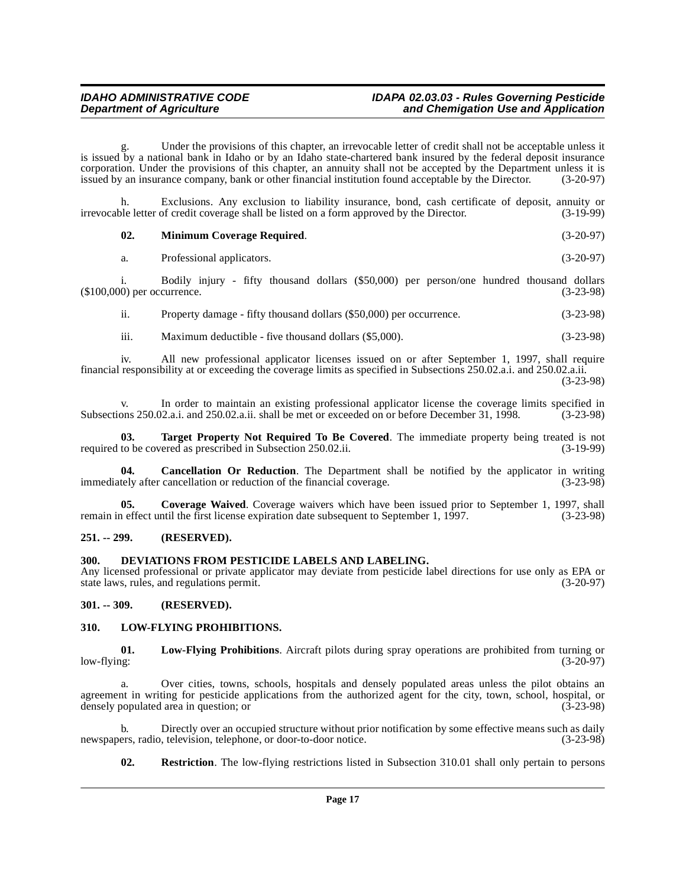g. Under the provisions of this chapter, an irrevocable letter of credit shall not be acceptable unless it is issued by a national bank in Idaho or by an Idaho state-chartered bank insured by the federal deposit insurance corporation. Under the provisions of this chapter, an annuity shall not be accepted by the Department unless it is issued by an insurance company, bank or other financial institution found acceptable by the Director. (3-20-97)

h. Exclusions. Any exclusion to liability insurance, bond, cash certificate of deposit, annuity or irrevocable letter of credit coverage shall be listed on a form approved by the Director. (3-19-99)

**02. Minimum Coverage Required**. (3-20-97)

a. Professional applicators. (3-20-97)

i. Bodily injury - fifty thousand dollars ($50,000) per person/one hundred thousand dollars ($100,000) per occurrence. (3-23-98)

ii. Property damage - fifty thousand dollars ($50,000) per occurrence. (3-23-98)

iii. Maximum deductible - five thousand dollars ($5,000). (3-23-98)

iv. All new professional applicator licenses issued on or after September 1, 1997, shall require financial responsibility at or exceeding the coverage limits as specified in Subsections 250.02.a.i. and 250.02.a.ii. (3-23-98)

v. In order to maintain an existing professional applicator license the coverage limits specified in Subsections 250.02.a.i. and 250.02.a.ii. shall be met or exceeded on or before December 31, 1998. (3-23-98)

**03. Target Property Not Required To Be Covered**. The immediate property being treated is not required to be covered as prescribed in Subsection 250.02.ii. (3-19-99)

**04. Cancellation Or Reduction**. The Department shall be notified by the applicator in writing immediately after cancellation or reduction of the financial coverage. (3-23-98)

**05. Coverage Waived**. Coverage waivers which have been issued prior to September 1, 1997, shall remain in effect until the first license expiration date subsequent to September 1, 1997. (3-23-98)

## 251. -- 299. (RESERVED).

## 300. DEVIATIONS FROM PESTICIDE LABELS AND LABELING.

Any licensed professional or private applicator may deviate from pesticide label directions for use only as EPA or state laws, rules, and regulations permit. (3-20-97)

## 301. -- 309. (RESERVED).

## 310. LOW-FLYING PROHIBITIONS.

**01. Low-Flying Prohibitions**. Aircraft pilots during spray operations are prohibited from turning or low-flying: (3-20-97)

a. Over cities, towns, schools, hospitals and densely populated areas unless the pilot obtains an agreement in writing for pesticide applications from the authorized agent for the city, town, school, hospital, or densely populated area in question; or (3-23-98)

b. Directly over an occupied structure without prior notification by some effective means such as daily newspapers, radio, television, telephone, or door-to-door notice. (3-23-98)

**02. Restriction**. The low-flying restrictions listed in Subsection 310.01 shall only pertain to persons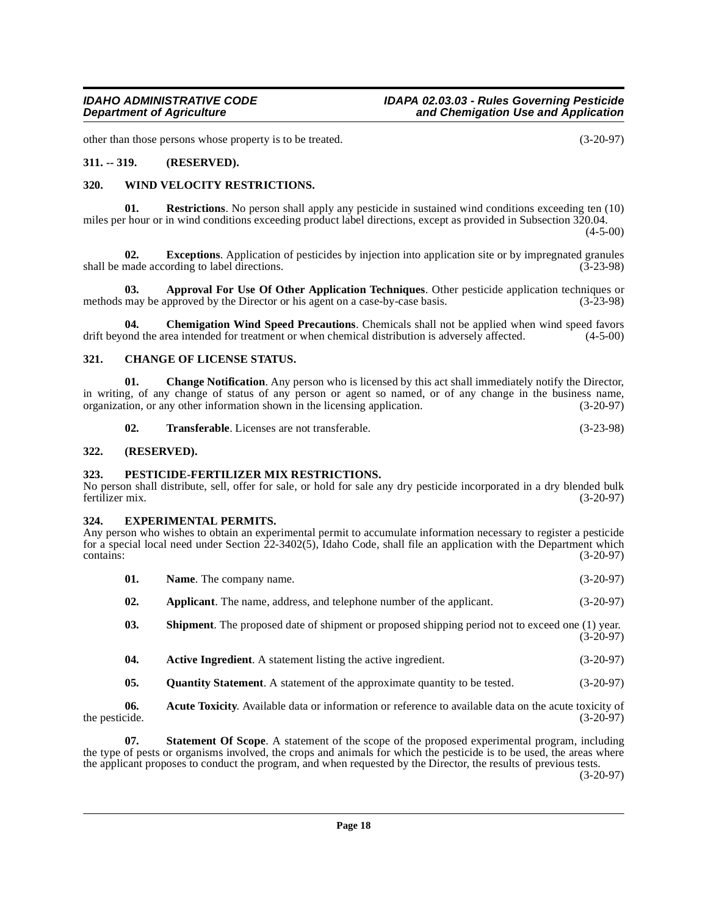other than those persons whose property is to be treated. (3-20-97)

### 311. -- 319. (RESERVED).

### 320. WIND VELOCITY RESTRICTIONS.

**01. Restrictions**. No person shall apply any pesticide in sustained wind conditions exceeding ten (10) miles per hour or in wind conditions exceeding product label directions, except as provided in Subsection 320.04. (4-5-00)

**02. Exceptions**. Application of pesticides by injection into application site or by impregnated granules shall be made according to label directions. (3-23-98)

**03. Approval For Use Of Other Application Techniques**. Other pesticide application techniques or methods may be approved by the Director or his agent on a case-by-case basis. (3-23-98)

**04. Chemigation Wind Speed Precautions**. Chemicals shall not be applied when wind speed favors drift beyond the area intended for treatment or when chemical distribution is adversely affected. (4-5-00)

### 321. CHANGE OF LICENSE STATUS.

**01. Change Notification**. Any person who is licensed by this act shall immediately notify the Director, in writing, of any change of status of any person or agent so named, or of any change in the business name, organization, or any other information shown in the licensing application. (3-20-97)

**02. Transferable**. Licenses are not transferable. (3-23-98)

### 322. (RESERVED).

### 323. PESTICIDE-FERTILIZER MIX RESTRICTIONS.

No person shall distribute, sell, offer for sale, or hold for sale any dry pesticide incorporated in a dry blended bulk fertilizer mix. (3-20-97)

### 324. EXPERIMENTAL PERMITS.

Any person who wishes to obtain an experimental permit to accumulate information necessary to register a pesticide for a special local need under Section 22-3402(5), Idaho Code, shall file an application with the Department which contains: (3-20-97)

**01. Name**. The company name. (3-20-97)

**02. Applicant**. The name, address, and telephone number of the applicant. (3-20-97)

**03. Shipment**. The proposed date of shipment or proposed shipping period not to exceed one (1) year. (3-20-97)

**04. Active Ingredient**. A statement listing the active ingredient. (3-20-97)

**05. Quantity Statement**. A statement of the approximate quantity to be tested. (3-20-97)

**06. Acute Toxicity**. Available data or information or reference to available data on the acute toxicity of the pesticide. (3-20-97)

**07. Statement Of Scope**. A statement of the scope of the proposed experimental program, including the type of pests or organisms involved, the crops and animals for which the pesticide is to be used, the areas where the applicant proposes to conduct the program, and when requested by the Director, the results of previous tests. (3-20-97)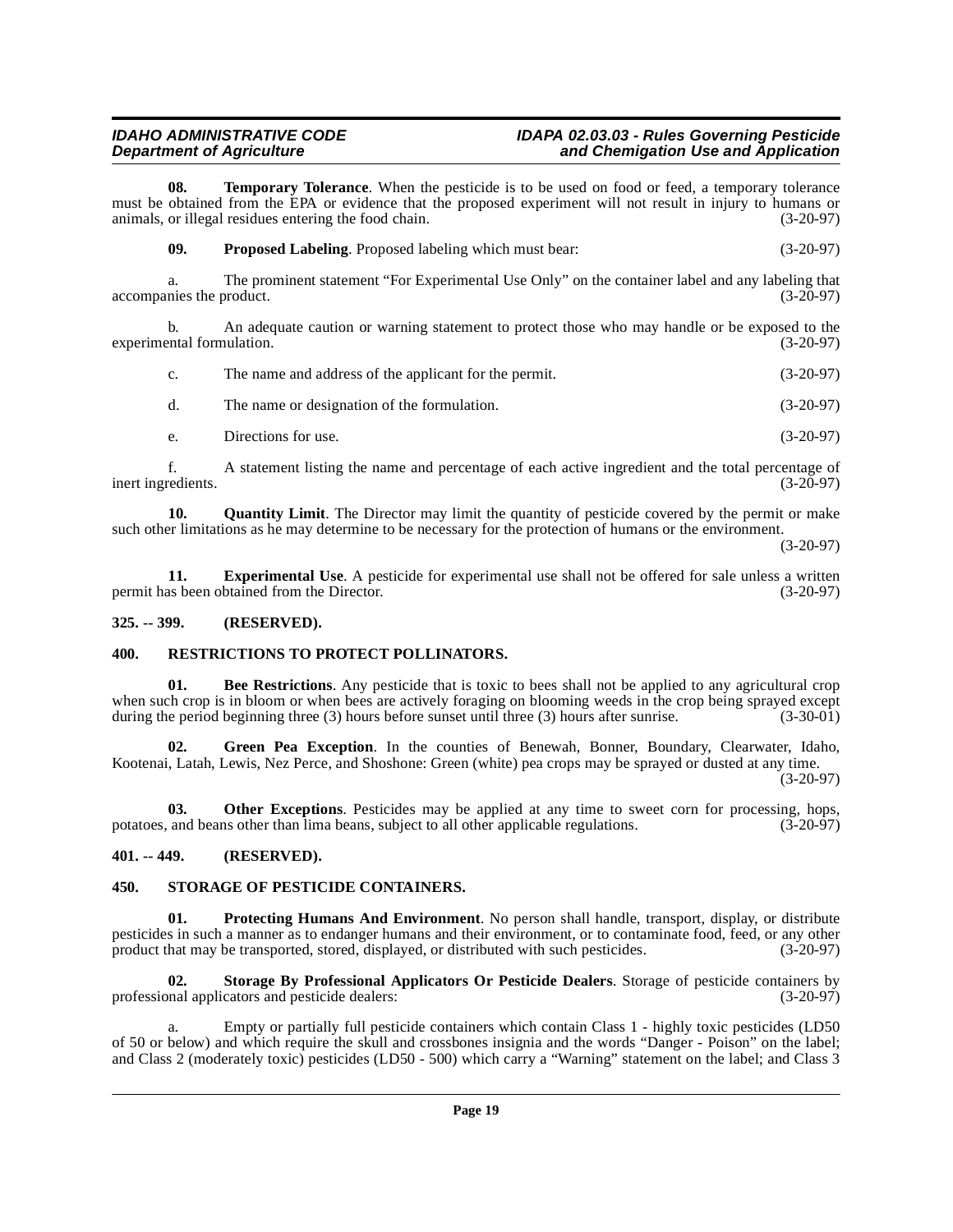**08. Temporary Tolerance**. When the pesticide is to be used on food or feed, a temporary tolerance must be obtained from the EPA or evidence that the proposed experiment will not result in injury to humans or animals, or illegal residues entering the food chain. (3-20-97)

**09. Proposed Labeling**. Proposed labeling which must bear: (3-20-97)

a. The prominent statement "For Experimental Use Only" on the container label and any labeling that accompanies the product. (3-20-97)

b. An adequate caution or warning statement to protect those who may handle or be exposed to the experimental formulation. (3-20-97)

c. The name and address of the applicant for the permit. (3-20-97)

d. The name or designation of the formulation. (3-20-97)

e. Directions for use. (3-20-97)

f. A statement listing the name and percentage of each active ingredient and the total percentage of inert ingredients. (3-20-97)

**10. Quantity Limit**. The Director may limit the quantity of pesticide covered by the permit or make such other limitations as he may determine to be necessary for the protection of humans or the environment. (3-20-97)

**11. Experimental Use**. A pesticide for experimental use shall not be offered for sale unless a written permit has been obtained from the Director. (3-20-97)

## 325. -- 399. (RESERVED).

## 400. RESTRICTIONS TO PROTECT POLLINATORS.

**01. Bee Restrictions**. Any pesticide that is toxic to bees shall not be applied to any agricultural crop when such crop is in bloom or when bees are actively foraging on blooming weeds in the crop being sprayed except during the period beginning three (3) hours before sunset until three (3) hours after sunrise. (3-30-01)

**02. Green Pea Exception**. In the counties of Benewah, Bonner, Boundary, Clearwater, Idaho, Kootenai, Latah, Lewis, Nez Perce, and Shoshone: Green (white) pea crops may be sprayed or dusted at any time. (3-20-97)

**03. Other Exceptions**. Pesticides may be applied at any time to sweet corn for processing, hops, potatoes, and beans other than lima beans, subject to all other applicable regulations. (3-20-97)

## 401. -- 449. (RESERVED).

## 450. STORAGE OF PESTICIDE CONTAINERS.

**01. Protecting Humans And Environment**. No person shall handle, transport, display, or distribute pesticides in such a manner as to endanger humans and their environment, or to contaminate food, feed, or any other product that may be transported, stored, displayed, or distributed with such pesticides. (3-20-97)

**02. Storage By Professional Applicators Or Pesticide Dealers**. Storage of pesticide containers by professional applicators and pesticide dealers: (3-20-97)

a. Empty or partially full pesticide containers which contain Class 1 - highly toxic pesticides (LD50 of 50 or below) and which require the skull and crossbones insignia and the words "Danger - Poison" on the label; and Class 2 (moderately toxic) pesticides (LD50 - 500) which carry a "Warning" statement on the label; and Class 3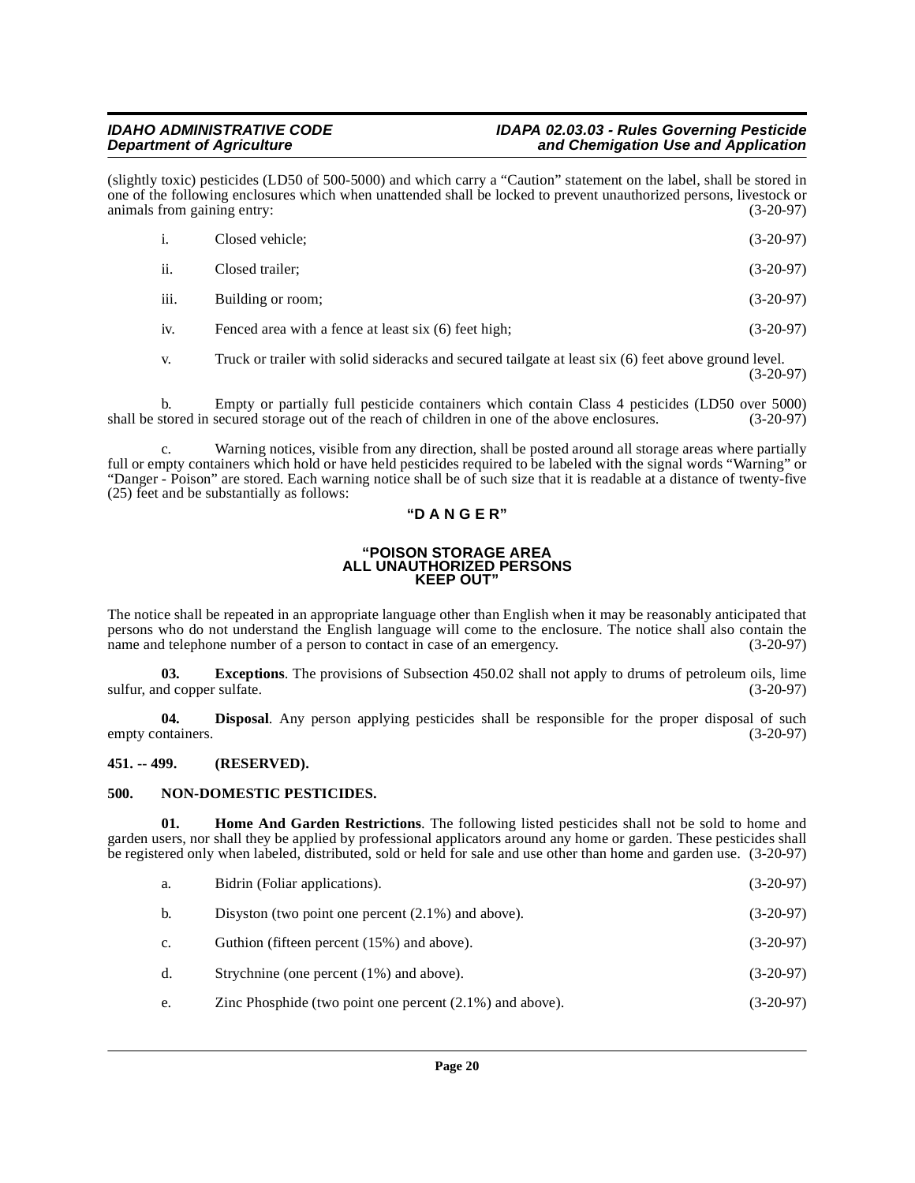(slightly toxic) pesticides (LD50 of 500-5000) and which carry a "Caution" statement on the label, shall be stored in one of the following enclosures which when unattended shall be locked to prevent unauthorized persons, livestock or animals from gaining entry: (3-20-97)

i. Closed vehicle; (3-20-97)

ii. Closed trailer; (3-20-97)

iii. Building or room; (3-20-97)

iv. Fenced area with a fence at least six (6) feet high; (3-20-97)

v. Truck or trailer with solid sideracks and secured tailgate at least six (6) feet above ground level. (3-20-97)

b. Empty or partially full pesticide containers which contain Class 4 pesticides (LD50 over 5000) shall be stored in secured storage out of the reach of children in one of the above enclosures. (3-20-97)

c. Warning notices, visible from any direction, shall be posted around all storage areas where partially full or empty containers which hold or have held pesticides required to be labeled with the signal words "Warning" or "Danger - Poison" are stored. Each warning notice shall be of such size that it is readable at a distance of twenty-five (25) feet and be substantially as follows:

**"D A N G E R"**

**"POISON STORAGE AREA**
**ALL UNAUTHORIZED PERSONS**
**KEEP OUT"**

The notice shall be repeated in an appropriate language other than English when it may be reasonably anticipated that persons who do not understand the English language will come to the enclosure. The notice shall also contain the name and telephone number of a person to contact in case of an emergency. (3-20-97)

**03. Exceptions**. The provisions of Subsection 450.02 shall not apply to drums of petroleum oils, lime sulfur, and copper sulfate. (3-20-97)

**04. Disposal**. Any person applying pesticides shall be responsible for the proper disposal of such empty containers. (3-20-97)

## 451. -- 499. (RESERVED).

## 500. NON-DOMESTIC PESTICIDES.

**01. Home And Garden Restrictions**. The following listed pesticides shall not be sold to home and garden users, nor shall they be applied by professional applicators around any home or garden. These pesticides shall be registered only when labeled, distributed, sold or held for sale and use other than home and garden use. (3-20-97)

a. Bidrin (Foliar applications). (3-20-97)

b. Disyston (two point one percent (2.1%) and above). (3-20-97)

c. Guthion (fifteen percent (15%) and above). (3-20-97)

d. Strychnine (one percent (1%) and above). (3-20-97)

e. Zinc Phosphide (two point one percent (2.1%) and above). (3-20-97)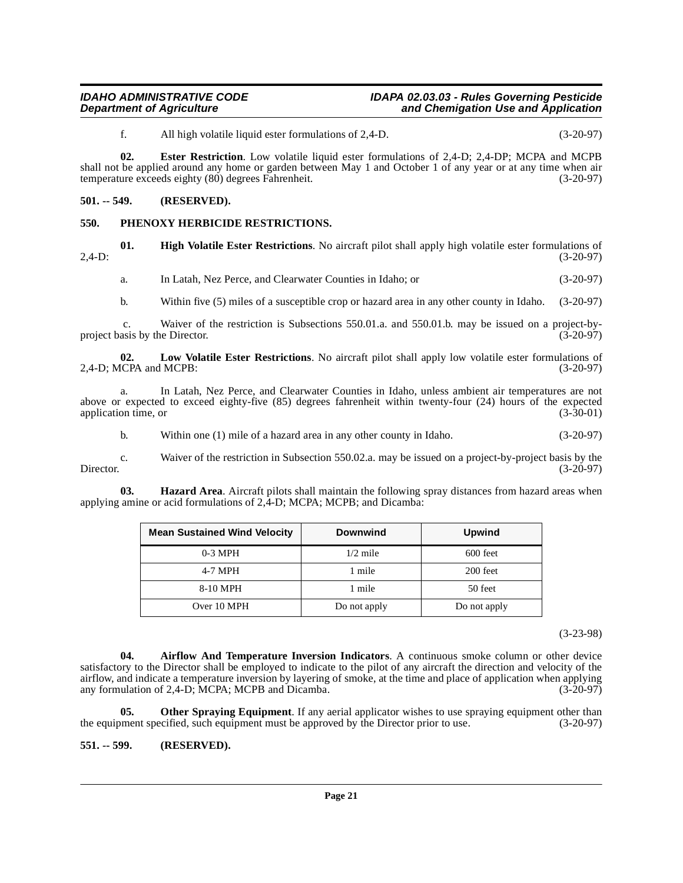f. All high volatile liquid ester formulations of 2,4-D. (3-20-97)

**02. Ester Restriction**. Low volatile liquid ester formulations of 2,4-D; 2,4-DP; MCPA and MCPB shall not be applied around any home or garden between May 1 and October 1 of any year or at any time when air temperature exceeds eighty (80) degrees Fahrenheit. (3-20-97)

## 501. -- 549. (RESERVED).

## 550. PHENOXY HERBICIDE RESTRICTIONS.

**01. High Volatile Ester Restrictions**. No aircraft pilot shall apply high volatile ester formulations of 2,4-D: (3-20-97)

a. In Latah, Nez Perce, and Clearwater Counties in Idaho; or (3-20-97)

b. Within five (5) miles of a susceptible crop or hazard area in any other county in Idaho. (3-20-97)

c. Waiver of the restriction is Subsections 550.01.a. and 550.01.b. may be issued on a project-by-project basis by the Director. (3-20-97)

**02. Low Volatile Ester Restrictions**. No aircraft pilot shall apply low volatile ester formulations of 2,4-D; MCPA and MCPB: (3-20-97)

a. In Latah, Nez Perce, and Clearwater Counties in Idaho, unless ambient air temperatures are not above or expected to exceed eighty-five (85) degrees fahrenheit within twenty-four (24) hours of the expected application time, or (3-30-01)

b. Within one (1) mile of a hazard area in any other county in Idaho. (3-20-97)

c. Waiver of the restriction in Subsection 550.02.a. may be issued on a project-by-project basis by the Director. (3-20-97)

**03. Hazard Area**. Aircraft pilots shall maintain the following spray distances from hazard areas when applying amine or acid formulations of 2,4-D; MCPA; MCPB; and Dicamba:

| Mean Sustained Wind Velocity | Downwind | Upwind |
|---|---|---|
| 0-3 MPH | 1/2 mile | 600 feet |
| 4-7 MPH | 1 mile | 200 feet |
| 8-10 MPH | 1 mile | 50 feet |
| Over 10 MPH | Do not apply | Do not apply |

(3-23-98)

**04. Airflow And Temperature Inversion Indicators**. A continuous smoke column or other device satisfactory to the Director shall be employed to indicate to the pilot of any aircraft the direction and velocity of the airflow, and indicate a temperature inversion by layering of smoke, at the time and place of application when applying any formulation of 2,4-D; MCPA; MCPB and Dicamba. (3-20-97)

**05. Other Spraying Equipment**. If any aerial applicator wishes to use spraying equipment other than the equipment specified, such equipment must be approved by the Director prior to use. (3-20-97)

## 551. -- 599. (RESERVED).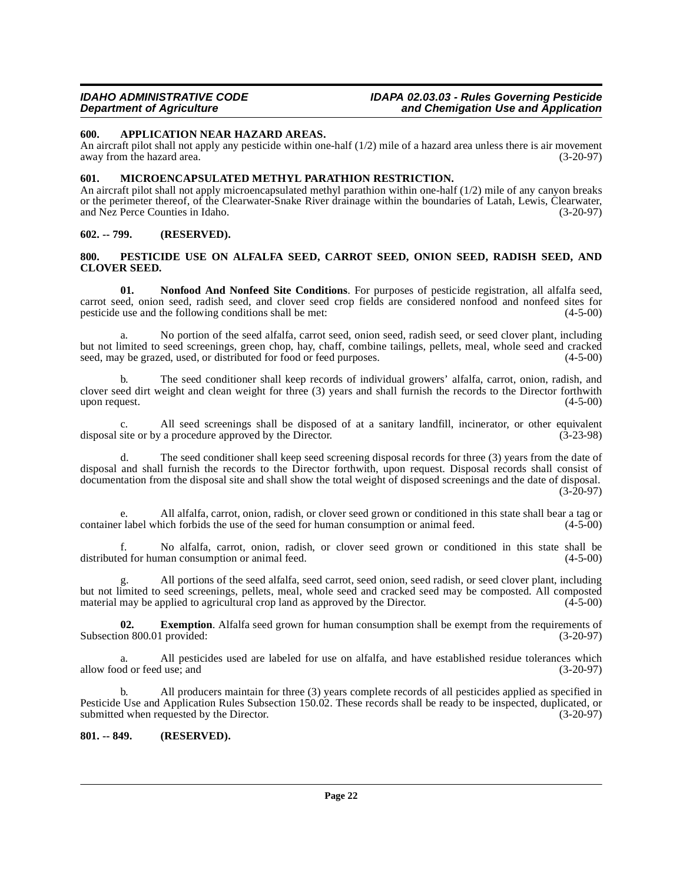### 600. APPLICATION NEAR HAZARD AREAS.

An aircraft pilot shall not apply any pesticide within one-half (1/2) mile of a hazard area unless there is air movement away from the hazard area. (3-20-97)

### 601. MICROENCAPSULATED METHYL PARATHION RESTRICTION.

An aircraft pilot shall not apply microencapsulated methyl parathion within one-half (1/2) mile of any canyon breaks or the perimeter thereof, of the Clearwater-Snake River drainage within the boundaries of Latah, Lewis, Clearwater, and Nez Perce Counties in Idaho. (3-20-97)

### 602. -- 799. (RESERVED).

### 800. PESTICIDE USE ON ALFALFA SEED, CARROT SEED, ONION SEED, RADISH SEED, AND CLOVER SEED.

**01. Nonfood And Nonfeed Site Conditions**. For purposes of pesticide registration, all alfalfa seed, carrot seed, onion seed, radish seed, and clover seed crop fields are considered nonfood and nonfeed sites for pesticide use and the following conditions shall be met: (4-5-00)

a. No portion of the seed alfalfa, carrot seed, onion seed, radish seed, or seed clover plant, including but not limited to seed screenings, green chop, hay, chaff, combine tailings, pellets, meal, whole seed and cracked seed, may be grazed, used, or distributed for food or feed purposes. (4-5-00)

b. The seed conditioner shall keep records of individual growers' alfalfa, carrot, onion, radish, and clover seed dirt weight and clean weight for three (3) years and shall furnish the records to the Director forthwith upon request. (4-5-00)

c. All seed screenings shall be disposed of at a sanitary landfill, incinerator, or other equivalent disposal site or by a procedure approved by the Director. (3-23-98)

d. The seed conditioner shall keep seed screening disposal records for three (3) years from the date of disposal and shall furnish the records to the Director forthwith, upon request. Disposal records shall consist of documentation from the disposal site and shall show the total weight of disposed screenings and the date of disposal. (3-20-97)

e. All alfalfa, carrot, onion, radish, or clover seed grown or conditioned in this state shall bear a tag or container label which forbids the use of the seed for human consumption or animal feed. (4-5-00)

f. No alfalfa, carrot, onion, radish, or clover seed grown or conditioned in this state shall be distributed for human consumption or animal feed. (4-5-00)

g. All portions of the seed alfalfa, seed carrot, seed onion, seed radish, or seed clover plant, including but not limited to seed screenings, pellets, meal, whole seed and cracked seed may be composted. All composted material may be applied to agricultural crop land as approved by the Director. (4-5-00)

**02. Exemption**. Alfalfa seed grown for human consumption shall be exempt from the requirements of Subsection 800.01 provided: (3-20-97)

a. All pesticides used are labeled for use on alfalfa, and have established residue tolerances which allow food or feed use; and (3-20-97)

b. All producers maintain for three (3) years complete records of all pesticides applied as specified in Pesticide Use and Application Rules Subsection 150.02. These records shall be ready to be inspected, duplicated, or submitted when requested by the Director. (3-20-97)

### 801. -- 849. (RESERVED).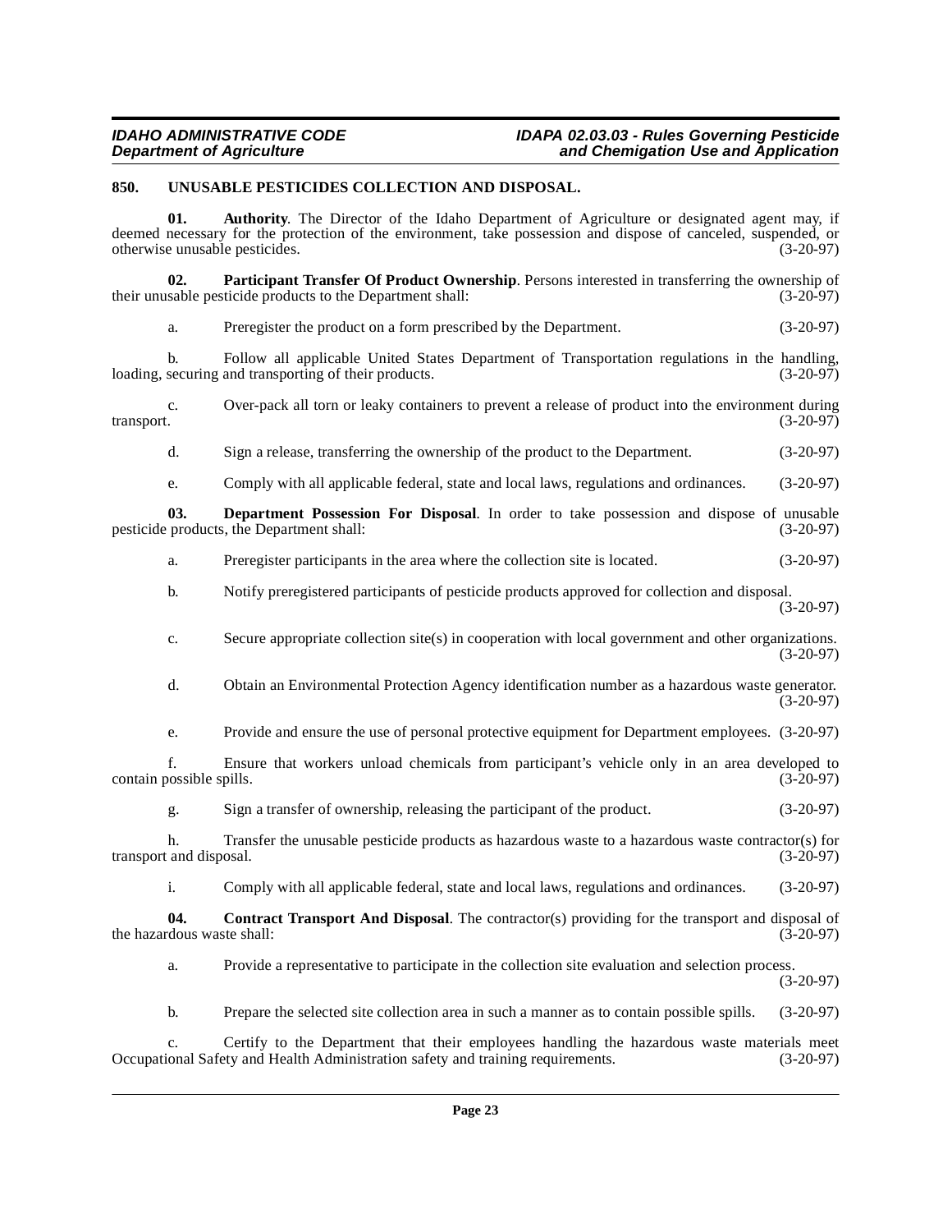## 850. UNUSABLE PESTICIDES COLLECTION AND DISPOSAL.

**01. Authority**. The Director of the Idaho Department of Agriculture or designated agent may, if deemed necessary for the protection of the environment, take possession and dispose of canceled, suspended, or otherwise unusable pesticides. (3-20-97)

**02. Participant Transfer Of Product Ownership**. Persons interested in transferring the ownership of their unusable pesticide products to the Department shall: (3-20-97)

a. Preregister the product on a form prescribed by the Department. (3-20-97)

b. Follow all applicable United States Department of Transportation regulations in the handling, loading, securing and transporting of their products. (3-20-97)

c. Over-pack all torn or leaky containers to prevent a release of product into the environment during transport. (3-20-97)

d. Sign a release, transferring the ownership of the product to the Department. (3-20-97)

e. Comply with all applicable federal, state and local laws, regulations and ordinances. (3-20-97)

**03. Department Possession For Disposal**. In order to take possession and dispose of unusable pesticide products, the Department shall: (3-20-97)

a. Preregister participants in the area where the collection site is located. (3-20-97)

b. Notify preregistered participants of pesticide products approved for collection and disposal. (3-20-97)

c. Secure appropriate collection site(s) in cooperation with local government and other organizations. (3-20-97)

d. Obtain an Environmental Protection Agency identification number as a hazardous waste generator. (3-20-97)

e. Provide and ensure the use of personal protective equipment for Department employees. (3-20-97)

f. Ensure that workers unload chemicals from participant's vehicle only in an area developed to contain possible spills. (3-20-97)

g. Sign a transfer of ownership, releasing the participant of the product. (3-20-97)

h. Transfer the unusable pesticide products as hazardous waste to a hazardous waste contractor(s) for transport and disposal. (3-20-97)

i. Comply with all applicable federal, state and local laws, regulations and ordinances. (3-20-97)

**04. Contract Transport And Disposal**. The contractor(s) providing for the transport and disposal of the hazardous waste shall: (3-20-97)

a. Provide a representative to participate in the collection site evaluation and selection process. (3-20-97)

b. Prepare the selected site collection area in such a manner as to contain possible spills. (3-20-97)

c. Certify to the Department that their employees handling the hazardous waste materials meet Occupational Safety and Health Administration safety and training requirements. (3-20-97)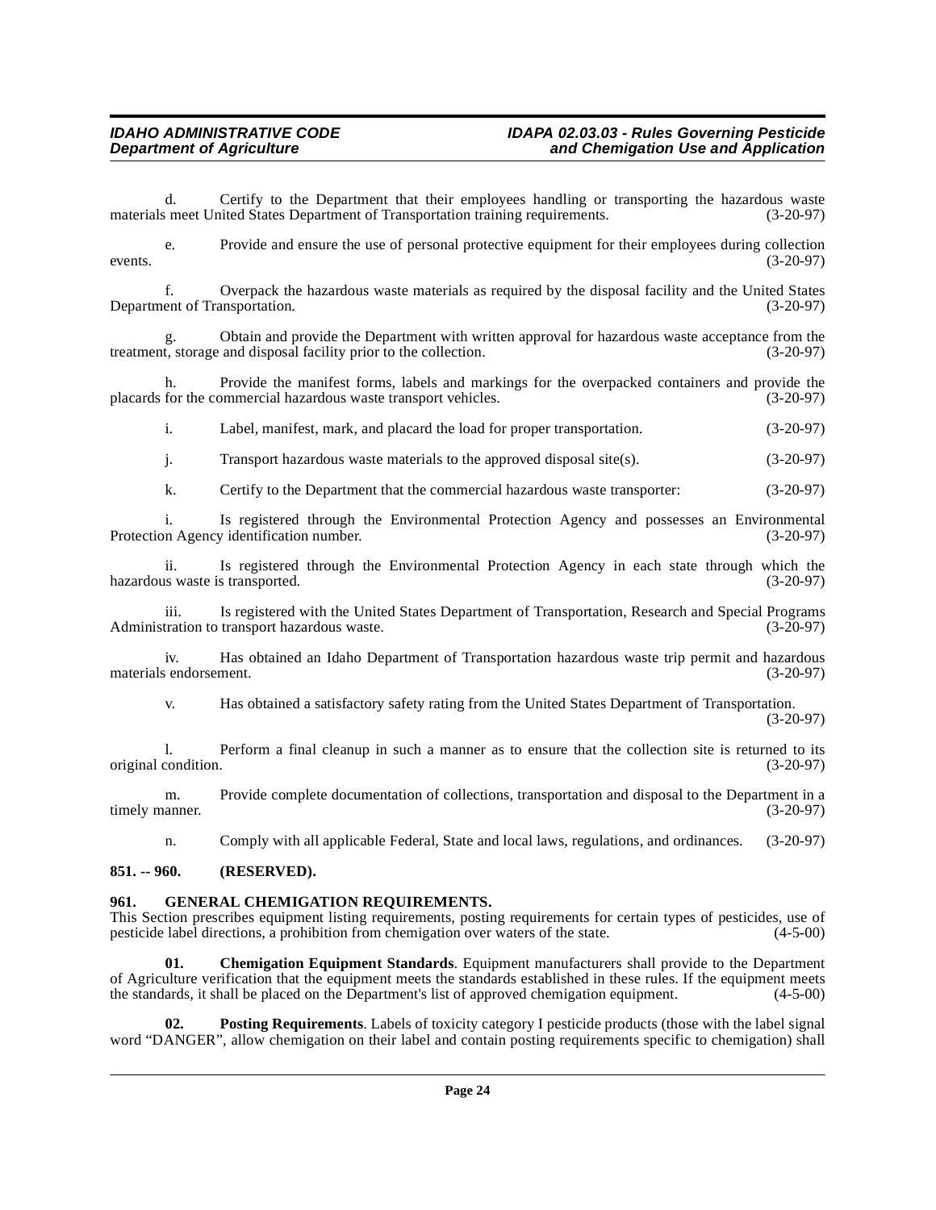d. Certify to the Department that their employees handling or transporting the hazardous waste materials meet United States Department of Transportation training requirements. (3-20-97)

e. Provide and ensure the use of personal protective equipment for their employees during collection events. (3-20-97)

f. Overpack the hazardous waste materials as required by the disposal facility and the United States Department of Transportation. (3-20-97)

g. Obtain and provide the Department with written approval for hazardous waste acceptance from the treatment, storage and disposal facility prior to the collection. (3-20-97)

h. Provide the manifest forms, labels and markings for the overpacked containers and provide the placards for the commercial hazardous waste transport vehicles. (3-20-97)

i. Label, manifest, mark, and placard the load for proper transportation. (3-20-97)

j. Transport hazardous waste materials to the approved disposal site(s). (3-20-97)

k. Certify to the Department that the commercial hazardous waste transporter: (3-20-97)

i. Is registered through the Environmental Protection Agency and possesses an Environmental Protection Agency identification number. (3-20-97)

ii. Is registered through the Environmental Protection Agency in each state through which the hazardous waste is transported. (3-20-97)

iii. Is registered with the United States Department of Transportation, Research and Special Programs Administration to transport hazardous waste. (3-20-97)

iv. Has obtained an Idaho Department of Transportation hazardous waste trip permit and hazardous materials endorsement. (3-20-97)

v. Has obtained a satisfactory safety rating from the United States Department of Transportation. (3-20-97)

l. Perform a final cleanup in such a manner as to ensure that the collection site is returned to its original condition. (3-20-97)

m. Provide complete documentation of collections, transportation and disposal to the Department in a timely manner. (3-20-97)

n. Comply with all applicable Federal, State and local laws, regulations, and ordinances. (3-20-97)

## 851. -- 960. (RESERVED).

## 961. GENERAL CHEMIGATION REQUIREMENTS.

This Section prescribes equipment listing requirements, posting requirements for certain types of pesticides, use of pesticide label directions, a prohibition from chemigation over waters of the state. (4-5-00)

**01. Chemigation Equipment Standards**. Equipment manufacturers shall provide to the Department of Agriculture verification that the equipment meets the standards established in these rules. If the equipment meets the standards, it shall be placed on the Department's list of approved chemigation equipment. (4-5-00)

**02. Posting Requirements**. Labels of toxicity category I pesticide products (those with the label signal word "DANGER", allow chemigation on their label and contain posting requirements specific to chemigation) shall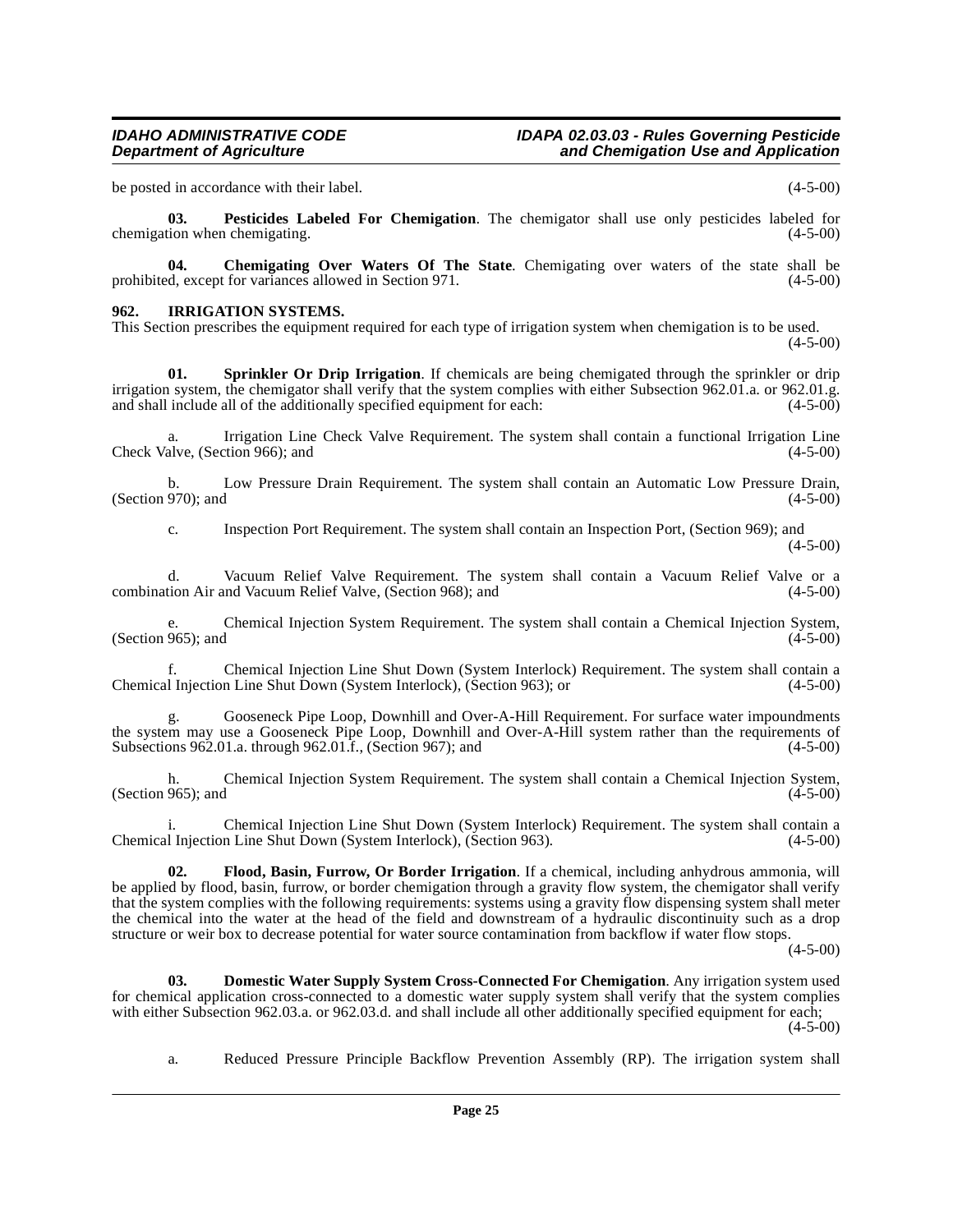be posted in accordance with their label. (4-5-00)

**03. Pesticides Labeled For Chemigation**. The chemigator shall use only pesticides labeled for chemigation when chemigating. (4-5-00)

**04. Chemigating Over Waters Of The State**. Chemigating over waters of the state shall be prohibited, except for variances allowed in Section 971. (4-5-00)

## 962. IRRIGATION SYSTEMS.

This Section prescribes the equipment required for each type of irrigation system when chemigation is to be used. (4-5-00)

**01. Sprinkler Or Drip Irrigation**. If chemicals are being chemigated through the sprinkler or drip irrigation system, the chemigator shall verify that the system complies with either Subsection 962.01.a. or 962.01.g. and shall include all of the additionally specified equipment for each: (4-5-00)

a. Irrigation Line Check Valve Requirement. The system shall contain a functional Irrigation Line Check Valve, (Section 966); and (4-5-00)

b. Low Pressure Drain Requirement. The system shall contain an Automatic Low Pressure Drain, (Section 970); and (4-5-00)

c. Inspection Port Requirement. The system shall contain an Inspection Port, (Section 969); and (4-5-00)

d. Vacuum Relief Valve Requirement. The system shall contain a Vacuum Relief Valve or a combination Air and Vacuum Relief Valve, (Section 968); and (4-5-00)

e. Chemical Injection System Requirement. The system shall contain a Chemical Injection System, (Section 965); and (4-5-00)

f. Chemical Injection Line Shut Down (System Interlock) Requirement. The system shall contain a Chemical Injection Line Shut Down (System Interlock), (Section 963); or (4-5-00)

g. Gooseneck Pipe Loop, Downhill and Over-A-Hill Requirement. For surface water impoundments the system may use a Gooseneck Pipe Loop, Downhill and Over-A-Hill system rather than the requirements of Subsections 962.01.a. through 962.01.f., (Section 967); and (4-5-00)

h. Chemical Injection System Requirement. The system shall contain a Chemical Injection System, (Section 965); and (4-5-00)

i. Chemical Injection Line Shut Down (System Interlock) Requirement. The system shall contain a Chemical Injection Line Shut Down (System Interlock), (Section 963). (4-5-00)

**02. Flood, Basin, Furrow, Or Border Irrigation**. If a chemical, including anhydrous ammonia, will be applied by flood, basin, furrow, or border chemigation through a gravity flow system, the chemigator shall verify that the system complies with the following requirements: systems using a gravity flow dispensing system shall meter the chemical into the water at the head of the field and downstream of a hydraulic discontinuity such as a drop structure or weir box to decrease potential for water source contamination from backflow if water flow stops. (4-5-00)

**03. Domestic Water Supply System Cross-Connected For Chemigation**. Any irrigation system used for chemical application cross-connected to a domestic water supply system shall verify that the system complies with either Subsection 962.03.a. or 962.03.d. and shall include all other additionally specified equipment for each; (4-5-00)

a. Reduced Pressure Principle Backflow Prevention Assembly (RP). The irrigation system shall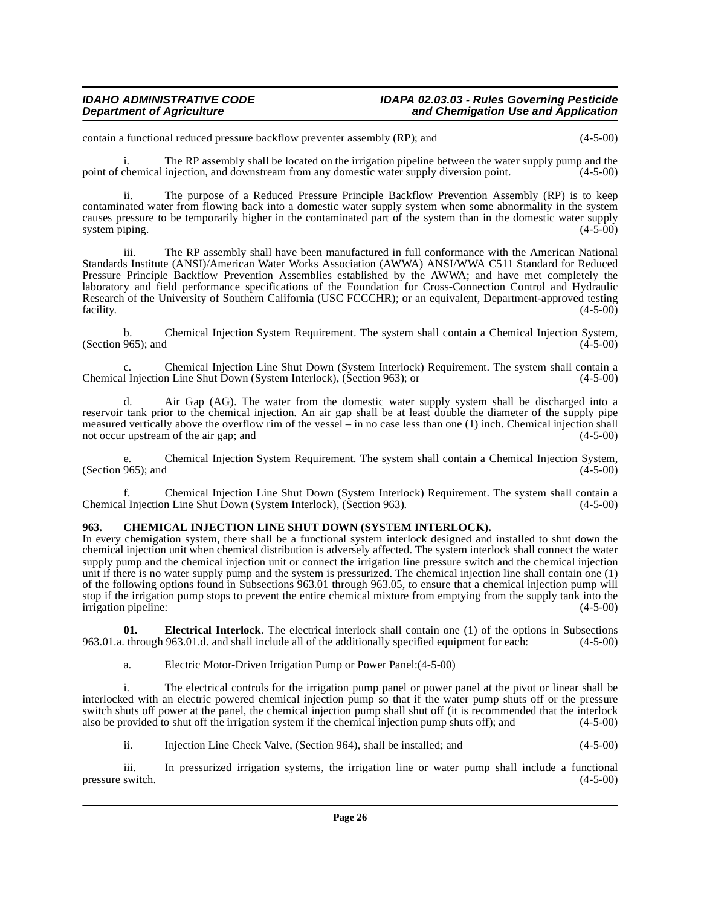contain a functional reduced pressure backflow preventer assembly (RP); and (4-5-00)

i. The RP assembly shall be located on the irrigation pipeline between the water supply pump and the point of chemical injection, and downstream from any domestic water supply diversion point. (4-5-00)

ii. The purpose of a Reduced Pressure Principle Backflow Prevention Assembly (RP) is to keep contaminated water from flowing back into a domestic water supply system when some abnormality in the system causes pressure to be temporarily higher in the contaminated part of the system than in the domestic water supply system piping. (4-5-00)

iii. The RP assembly shall have been manufactured in full conformance with the American National Standards Institute (ANSI)/American Water Works Association (AWWA) ANSI/WWA C511 Standard for Reduced Pressure Principle Backflow Prevention Assemblies established by the AWWA; and have met completely the laboratory and field performance specifications of the Foundation for Cross-Connection Control and Hydraulic Research of the University of Southern California (USC FCCCHR); or an equivalent, Department-approved testing facility. (4-5-00)

b. Chemical Injection System Requirement. The system shall contain a Chemical Injection System, (Section 965); and (4-5-00)

c. Chemical Injection Line Shut Down (System Interlock) Requirement. The system shall contain a Chemical Injection Line Shut Down (System Interlock), (Section 963); or (4-5-00)

d. Air Gap (AG). The water from the domestic water supply system shall be discharged into a reservoir tank prior to the chemical injection. An air gap shall be at least double the diameter of the supply pipe measured vertically above the overflow rim of the vessel – in no case less than one (1) inch. Chemical injection shall not occur upstream of the air gap; and (4-5-00)

e. Chemical Injection System Requirement. The system shall contain a Chemical Injection System, (Section 965); and (4-5-00)

f. Chemical Injection Line Shut Down (System Interlock) Requirement. The system shall contain a Chemical Injection Line Shut Down (System Interlock), (Section 963). (4-5-00)

## 963. CHEMICAL INJECTION LINE SHUT DOWN (SYSTEM INTERLOCK).

In every chemigation system, there shall be a functional system interlock designed and installed to shut down the chemical injection unit when chemical distribution is adversely affected. The system interlock shall connect the water supply pump and the chemical injection unit or connect the irrigation line pressure switch and the chemical injection unit if there is no water supply pump and the system is pressurized. The chemical injection line shall contain one (1) of the following options found in Subsections 963.01 through 963.05, to ensure that a chemical injection pump will stop if the irrigation pump stops to prevent the entire chemical mixture from emptying from the supply tank into the irrigation pipeline: (4-5-00)

**01. Electrical Interlock**. The electrical interlock shall contain one (1) of the options in Subsections 963.01.a. through 963.01.d. and shall include all of the additionally specified equipment for each: (4-5-00)

a. Electric Motor-Driven Irrigation Pump or Power Panel:(4-5-00)

i. The electrical controls for the irrigation pump panel or power panel at the pivot or linear shall be interlocked with an electric powered chemical injection pump so that if the water pump shuts off or the pressure switch shuts off power at the panel, the chemical injection pump shall shut off (it is recommended that the interlock also be provided to shut off the irrigation system if the chemical injection pump shuts off); and (4-5-00)

ii. Injection Line Check Valve, (Section 964), shall be installed; and (4-5-00)

iii. In pressurized irrigation systems, the irrigation line or water pump shall include a functional pressure switch. (4-5-00)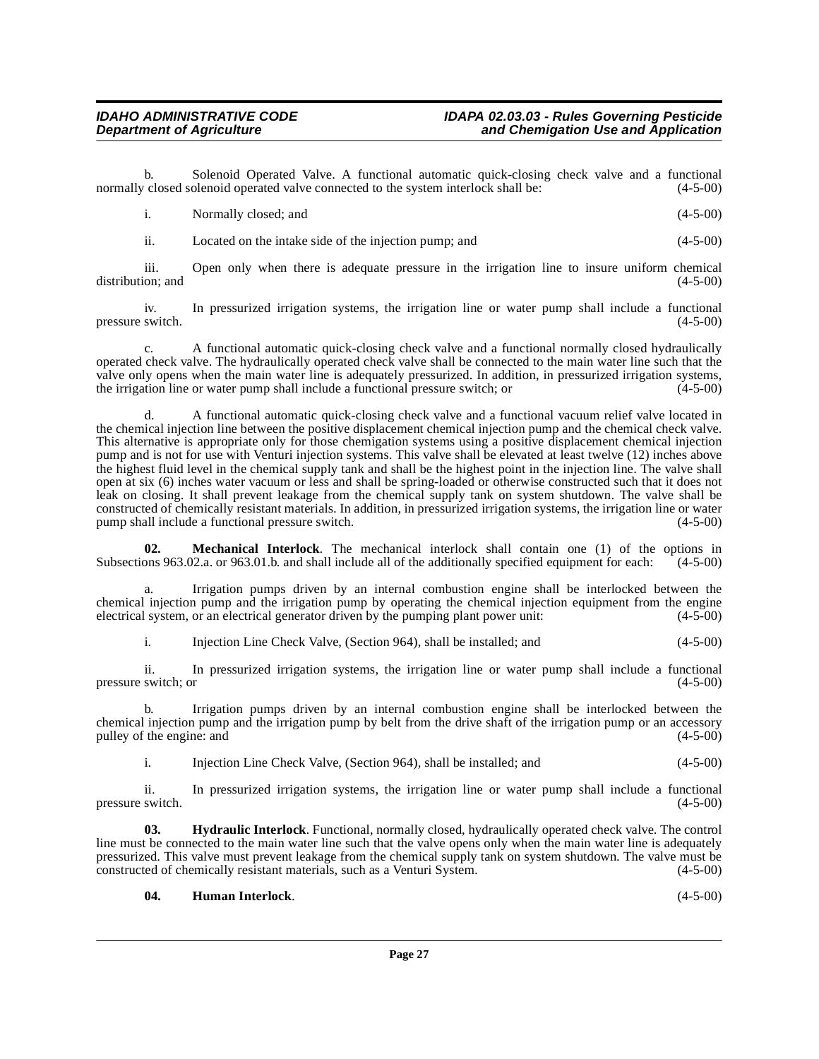b. Solenoid Operated Valve. A functional automatic quick-closing check valve and a functional normally closed solenoid operated valve connected to the system interlock shall be: (4-5-00)

i. Normally closed; and (4-5-00)

ii. Located on the intake side of the injection pump; and (4-5-00)

iii. Open only when there is adequate pressure in the irrigation line to insure uniform chemical distribution; and (4-5-00)

iv. In pressurized irrigation systems, the irrigation line or water pump shall include a functional pressure switch. (4-5-00)

c. A functional automatic quick-closing check valve and a functional normally closed hydraulically operated check valve. The hydraulically operated check valve shall be connected to the main water line such that the valve only opens when the main water line is adequately pressurized. In addition, in pressurized irrigation systems, the irrigation line or water pump shall include a functional pressure switch; or (4-5-00)

d. A functional automatic quick-closing check valve and a functional vacuum relief valve located in the chemical injection line between the positive displacement chemical injection pump and the chemical check valve. This alternative is appropriate only for those chemigation systems using a positive displacement chemical injection pump and is not for use with Venturi injection systems. This valve shall be elevated at least twelve (12) inches above the highest fluid level in the chemical supply tank and shall be the highest point in the injection line. The valve shall open at six (6) inches water vacuum or less and shall be spring-loaded or otherwise constructed such that it does not leak on closing. It shall prevent leakage from the chemical supply tank on system shutdown. The valve shall be constructed of chemically resistant materials. In addition, in pressurized irrigation systems, the irrigation line or water pump shall include a functional pressure switch. (4-5-00)

**02. Mechanical Interlock**. The mechanical interlock shall contain one (1) of the options in Subsections 963.02.a. or 963.01.b. and shall include all of the additionally specified equipment for each: (4-5-00)

a. Irrigation pumps driven by an internal combustion engine shall be interlocked between the chemical injection pump and the irrigation pump by operating the chemical injection equipment from the engine electrical system, or an electrical generator driven by the pumping plant power unit: (4-5-00)

i. Injection Line Check Valve, (Section 964), shall be installed; and (4-5-00)

ii. In pressurized irrigation systems, the irrigation line or water pump shall include a functional pressure switch; or (4-5-00)

b. Irrigation pumps driven by an internal combustion engine shall be interlocked between the chemical injection pump and the irrigation pump by belt from the drive shaft of the irrigation pump or an accessory pulley of the engine: and (4-5-00)

i. Injection Line Check Valve, (Section 964), shall be installed; and (4-5-00)

ii. In pressurized irrigation systems, the irrigation line or water pump shall include a functional pressure switch. (4-5-00)

**03. Hydraulic Interlock**. Functional, normally closed, hydraulically operated check valve. The control line must be connected to the main water line such that the valve opens only when the main water line is adequately pressurized. This valve must prevent leakage from the chemical supply tank on system shutdown. The valve must be constructed of chemically resistant materials, such as a Venturi System. (4-5-00)

**04. Human Interlock**. (4-5-00)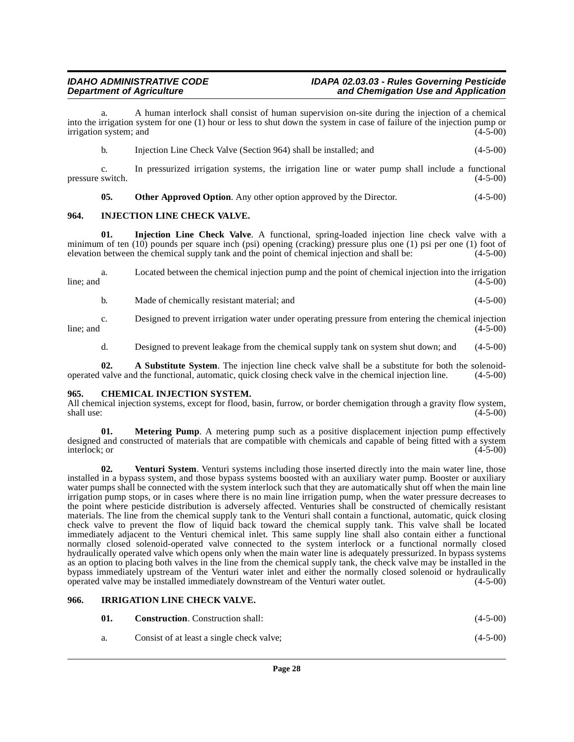a. A human interlock shall consist of human supervision on-site during the injection of a chemical into the irrigation system for one (1) hour or less to shut down the system in case of failure of the injection pump or irrigation system; and (4-5-00)

b. Injection Line Check Valve (Section 964) shall be installed; and (4-5-00)

c. In pressurized irrigation systems, the irrigation line or water pump shall include a functional pressure switch. (4-5-00)

**05. Other Approved Option**. Any other option approved by the Director. (4-5-00)

## 964. INJECTION LINE CHECK VALVE.

**01. Injection Line Check Valve**. A functional, spring-loaded injection line check valve with a minimum of ten (10) pounds per square inch (psi) opening (cracking) pressure plus one (1) psi per one (1) foot of elevation between the chemical supply tank and the point of chemical injection and shall be: (4-5-00)

a. Located between the chemical injection pump and the point of chemical injection into the irrigation line; and (4-5-00)

b. Made of chemically resistant material; and (4-5-00)

c. Designed to prevent irrigation water under operating pressure from entering the chemical injection line; and (4-5-00)

d. Designed to prevent leakage from the chemical supply tank on system shut down; and (4-5-00)

**02. A Substitute System**. The injection line check valve shall be a substitute for both the solenoid-operated valve and the functional, automatic, quick closing check valve in the chemical injection line. (4-5-00)

## 965. CHEMICAL INJECTION SYSTEM.

All chemical injection systems, except for flood, basin, furrow, or border chemigation through a gravity flow system, shall use: (4-5-00)

**01. Metering Pump**. A metering pump such as a positive displacement injection pump effectively designed and constructed of materials that are compatible with chemicals and capable of being fitted with a system interlock; or (4-5-00)

**02. Venturi System**. Venturi systems including those inserted directly into the main water line, those installed in a bypass system, and those bypass systems boosted with an auxiliary water pump. Booster or auxiliary water pumps shall be connected with the system interlock such that they are automatically shut off when the main line irrigation pump stops, or in cases where there is no main line irrigation pump, when the water pressure decreases to the point where pesticide distribution is adversely affected. Venturies shall be constructed of chemically resistant materials. The line from the chemical supply tank to the Venturi shall contain a functional, automatic, quick closing check valve to prevent the flow of liquid back toward the chemical supply tank. This valve shall be located immediately adjacent to the Venturi chemical inlet. This same supply line shall also contain either a functional normally closed solenoid-operated valve connected to the system interlock or a functional normally closed hydraulically operated valve which opens only when the main water line is adequately pressurized. In bypass systems as an option to placing both valves in the line from the chemical supply tank, the check valve may be installed in the bypass immediately upstream of the Venturi water inlet and either the normally closed solenoid or hydraulically operated valve may be installed immediately downstream of the Venturi water outlet. (4-5-00)

## 966. IRRIGATION LINE CHECK VALVE.

**01. Construction**. Construction shall: (4-5-00)

a. Consist of at least a single check valve; (4-5-00)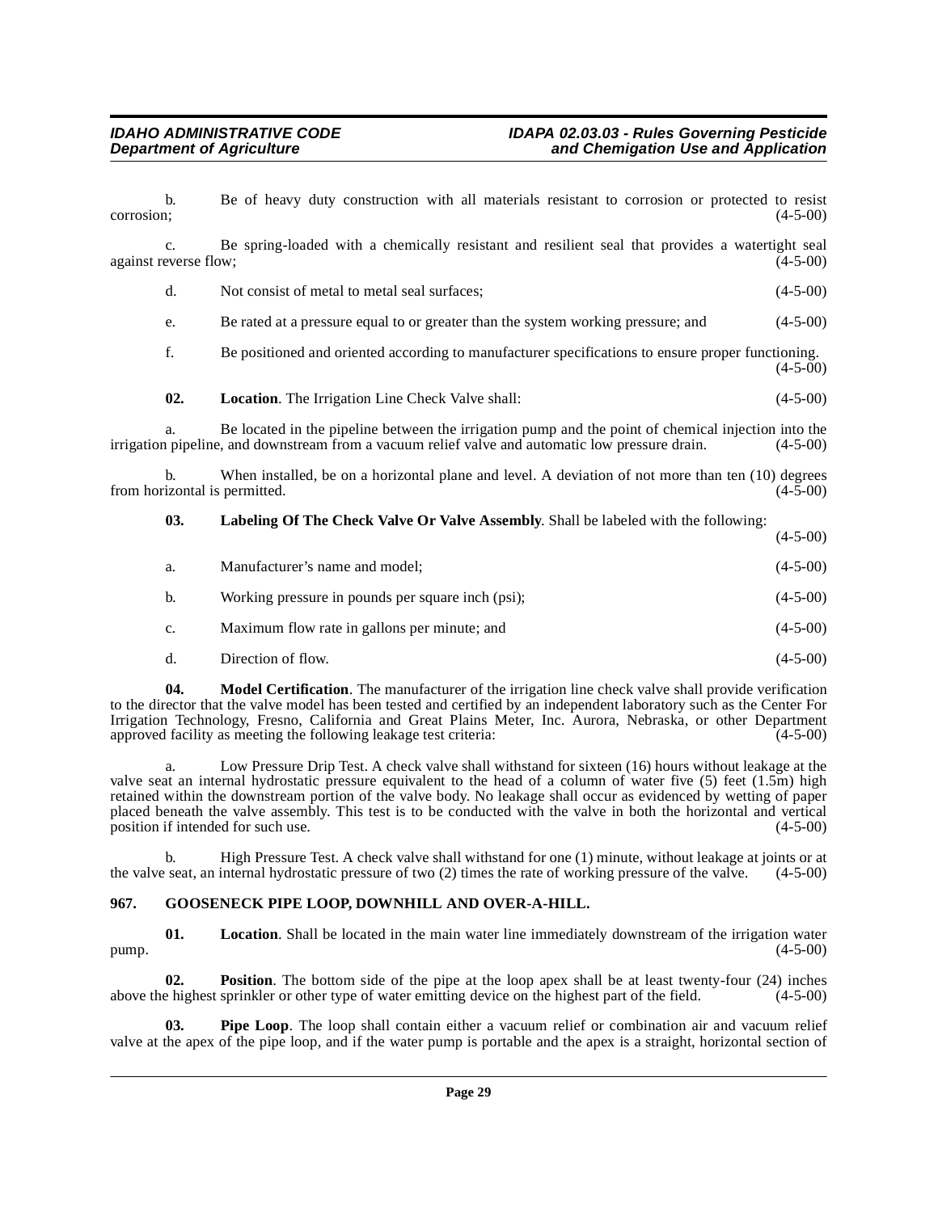b. Be of heavy duty construction with all materials resistant to corrosion or protected to resist corrosion; (4-5-00)

c. Be spring-loaded with a chemically resistant and resilient seal that provides a watertight seal against reverse flow; (4-5-00)

d. Not consist of metal to metal seal surfaces; (4-5-00)

e. Be rated at a pressure equal to or greater than the system working pressure; and (4-5-00)

f. Be positioned and oriented according to manufacturer specifications to ensure proper functioning. (4-5-00)

**02. Location**. The Irrigation Line Check Valve shall: (4-5-00)

a. Be located in the pipeline between the irrigation pump and the point of chemical injection into the irrigation pipeline, and downstream from a vacuum relief valve and automatic low pressure drain. (4-5-00)

b. When installed, be on a horizontal plane and level. A deviation of not more than ten (10) degrees from horizontal is permitted. (4-5-00)

**03. Labeling Of The Check Valve Or Valve Assembly**. Shall be labeled with the following: (4-5-00)

a. Manufacturer's name and model; (4-5-00)

b. Working pressure in pounds per square inch (psi); (4-5-00)

c. Maximum flow rate in gallons per minute; and (4-5-00)

d. Direction of flow. (4-5-00)

**04. Model Certification**. The manufacturer of the irrigation line check valve shall provide verification to the director that the valve model has been tested and certified by an independent laboratory such as the Center For Irrigation Technology, Fresno, California and Great Plains Meter, Inc. Aurora, Nebraska, or other Department approved facility as meeting the following leakage test criteria: (4-5-00)

a. Low Pressure Drip Test. A check valve shall withstand for sixteen (16) hours without leakage at the valve seat an internal hydrostatic pressure equivalent to the head of a column of water five (5) feet (1.5m) high retained within the downstream portion of the valve body. No leakage shall occur as evidenced by wetting of paper placed beneath the valve assembly. This test is to be conducted with the valve in both the horizontal and vertical position if intended for such use. (4-5-00)

b. High Pressure Test. A check valve shall withstand for one (1) minute, without leakage at joints or at the valve seat, an internal hydrostatic pressure of two (2) times the rate of working pressure of the valve. (4-5-00)

## 967. GOOSENECK PIPE LOOP, DOWNHILL AND OVER-A-HILL.

**01. Location**. Shall be located in the main water line immediately downstream of the irrigation water pump. (4-5-00)

**02. Position**. The bottom side of the pipe at the loop apex shall be at least twenty-four (24) inches above the highest sprinkler or other type of water emitting device on the highest part of the field. (4-5-00)

**03. Pipe Loop**. The loop shall contain either a vacuum relief or combination air and vacuum relief valve at the apex of the pipe loop, and if the water pump is portable and the apex is a straight, horizontal section of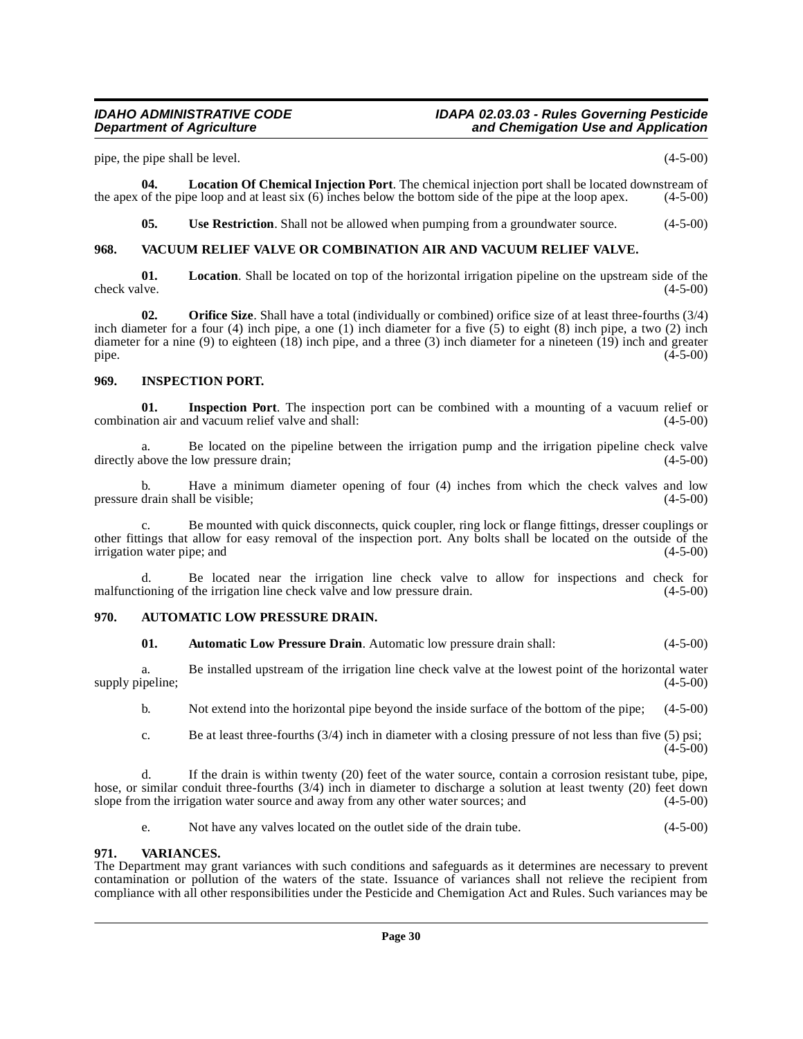pipe, the pipe shall be level. (4-5-00)

**04. Location Of Chemical Injection Port**. The chemical injection port shall be located downstream of the apex of the pipe loop and at least six (6) inches below the bottom side of the pipe at the loop apex. (4-5-00)

**05. Use Restriction**. Shall not be allowed when pumping from a groundwater source. (4-5-00)

## 968. VACUUM RELIEF VALVE OR COMBINATION AIR AND VACUUM RELIEF VALVE.

**01. Location**. Shall be located on top of the horizontal irrigation pipeline on the upstream side of the check valve. (4-5-00)

**02. Orifice Size**. Shall have a total (individually or combined) orifice size of at least three-fourths (3/4) inch diameter for a four (4) inch pipe, a one (1) inch diameter for a five (5) to eight (8) inch pipe, a two (2) inch diameter for a nine (9) to eighteen (18) inch pipe, and a three (3) inch diameter for a nineteen (19) inch and greater pipe. (4-5-00)

## 969. INSPECTION PORT.

**01. Inspection Port**. The inspection port can be combined with a mounting of a vacuum relief or combination air and vacuum relief valve and shall: (4-5-00)

a. Be located on the pipeline between the irrigation pump and the irrigation pipeline check valve directly above the low pressure drain; (4-5-00)

b. Have a minimum diameter opening of four (4) inches from which the check valves and low pressure drain shall be visible; (4-5-00)

c. Be mounted with quick disconnects, quick coupler, ring lock or flange fittings, dresser couplings or other fittings that allow for easy removal of the inspection port. Any bolts shall be located on the outside of the irrigation water pipe; and (4-5-00)

d. Be located near the irrigation line check valve to allow for inspections and check for malfunctioning of the irrigation line check valve and low pressure drain. (4-5-00)

## 970. AUTOMATIC LOW PRESSURE DRAIN.

**01. Automatic Low Pressure Drain**. Automatic low pressure drain shall: (4-5-00)

a. Be installed upstream of the irrigation line check valve at the lowest point of the horizontal water supply pipeline; (4-5-00)

b. Not extend into the horizontal pipe beyond the inside surface of the bottom of the pipe; (4-5-00)

c. Be at least three-fourths (3/4) inch in diameter with a closing pressure of not less than five (5) psi; (4-5-00)

d. If the drain is within twenty (20) feet of the water source, contain a corrosion resistant tube, pipe, hose, or similar conduit three-fourths (3/4) inch in diameter to discharge a solution at least twenty (20) feet down slope from the irrigation water source and away from any other water sources; and (4-5-00)

e. Not have any valves located on the outlet side of the drain tube. (4-5-00)

## 971. VARIANCES.

The Department may grant variances with such conditions and safeguards as it determines are necessary to prevent contamination or pollution of the waters of the state. Issuance of variances shall not relieve the recipient from compliance with all other responsibilities under the Pesticide and Chemigation Act and Rules. Such variances may be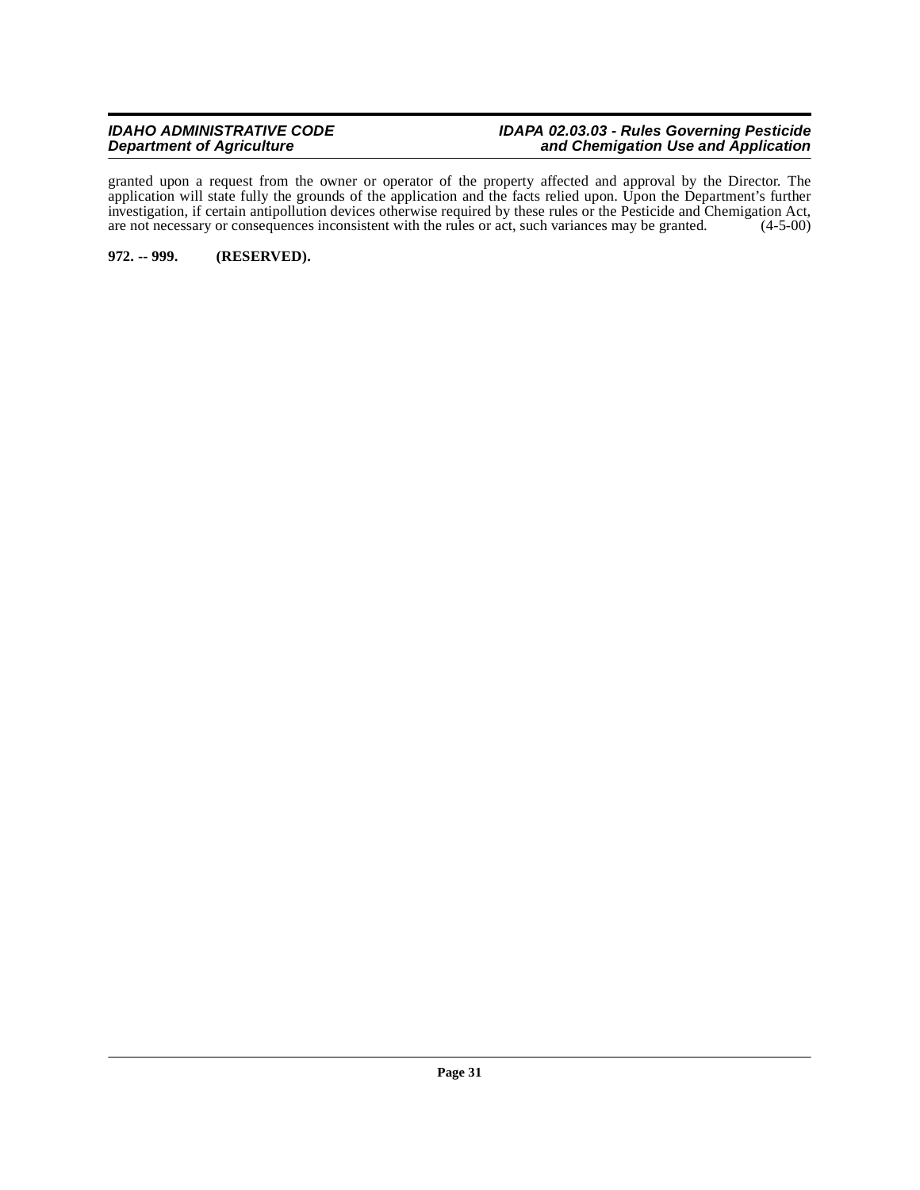granted upon a request from the owner or operator of the property affected and approval by the Director. The application will state fully the grounds of the application and the facts relied upon. Upon the Department's further investigation, if certain antipollution devices otherwise required by these rules or the Pesticide and Chemigation Act, are not necessary or consequences inconsistent with the rules or act, such variances may be granted. (4-5-00)

**972. -- 999. (RESERVED).**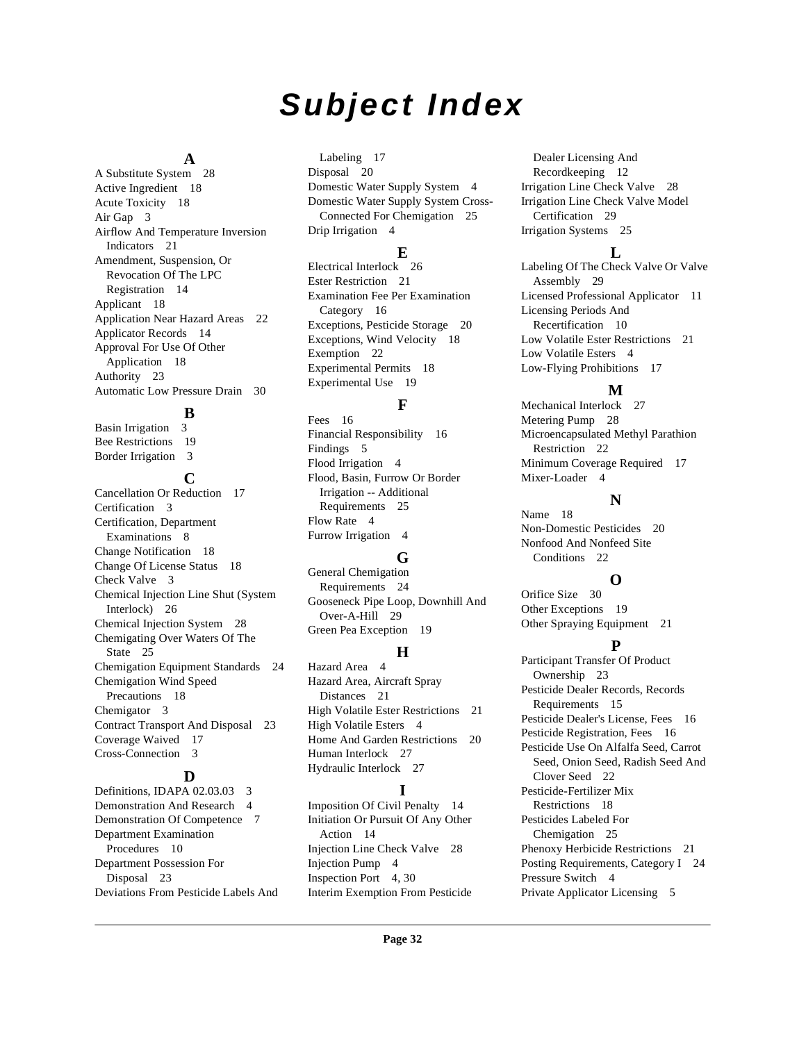# Subject Index

## A

A Substitute System 28
Active Ingredient 18
Acute Toxicity 18
Air Gap 3
Airflow And Temperature Inversion Indicators 21
Amendment, Suspension, Or Revocation Of The LPC Registration 14
Applicant 18
Application Near Hazard Areas 22
Applicator Records 14
Approval For Use Of Other Application 18
Authority 23
Automatic Low Pressure Drain 30

## B

Basin Irrigation 3
Bee Restrictions 19
Border Irrigation 3

## C

Cancellation Or Reduction 17
Certification 3
Certification, Department Examinations 8
Change Notification 18
Change Of License Status 18
Check Valve 3
Chemical Injection Line Shut (System Interlock) 26
Chemical Injection System 28
Chemigating Over Waters Of The State 25
Chemigation Equipment Standards 24
Chemigation Wind Speed Precautions 18
Chemigator 3
Contract Transport And Disposal 23
Coverage Waived 17
Cross-Connection 3

## D

Definitions, IDAPA 02.03.03 3
Demonstration And Research 4
Demonstration Of Competence 7
Department Examination Procedures 10
Department Possession For Disposal 23
Deviations From Pesticide Labels And Labeling 17
Disposal 20
Domestic Water Supply System 4
Domestic Water Supply System Cross-Connected For Chemigation 25
Drip Irrigation 4

## E

Electrical Interlock 26
Ester Restriction 21
Examination Fee Per Examination Category 16
Exceptions, Pesticide Storage 20
Exceptions, Wind Velocity 18
Exemption 22
Experimental Permits 18
Experimental Use 19

## F

Fees 16
Financial Responsibility 16
Findings 5
Flood Irrigation 4
Flood, Basin, Furrow Or Border Irrigation -- Additional Requirements 25
Flow Rate 4
Furrow Irrigation 4

## G

General Chemigation Requirements 24
Gooseneck Pipe Loop, Downhill And Over-A-Hill 29
Green Pea Exception 19

## H

Hazard Area 4
Hazard Area, Aircraft Spray Distances 21
High Volatile Ester Restrictions 21
High Volatile Esters 4
Home And Garden Restrictions 20
Human Interlock 27
Hydraulic Interlock 27

## I

Imposition Of Civil Penalty 14
Initiation Or Pursuit Of Any Other Action 14
Injection Line Check Valve 28
Injection Pump 4
Inspection Port 4, 30
Interim Exemption From Pesticide Dealer Licensing And Recordkeeping 12
Irrigation Line Check Valve 28
Irrigation Line Check Valve Model Certification 29
Irrigation Systems 25

## L

Labeling Of The Check Valve Or Valve Assembly 29
Licensed Professional Applicator 11
Licensing Periods And Recertification 10
Low Volatile Ester Restrictions 21
Low Volatile Esters 4
Low-Flying Prohibitions 17

## M

Mechanical Interlock 27
Metering Pump 28
Microencapsulated Methyl Parathion Restriction 22
Minimum Coverage Required 17
Mixer-Loader 4

## N

Name 18
Non-Domestic Pesticides 20
Nonfood And Nonfeed Site Conditions 22

## O

Orifice Size 30
Other Exceptions 19
Other Spraying Equipment 21

## P

Participant Transfer Of Product Ownership 23
Pesticide Dealer Records, Records Requirements 15
Pesticide Dealer's License, Fees 16
Pesticide Registration, Fees 16
Pesticide Use On Alfalfa Seed, Carrot Seed, Onion Seed, Radish Seed And Clover Seed 22
Pesticide-Fertilizer Mix Restrictions 18
Pesticides Labeled For Chemigation 25
Phenoxy Herbicide Restrictions 21
Posting Requirements, Category I 24
Pressure Switch 4
Private Applicator Licensing 5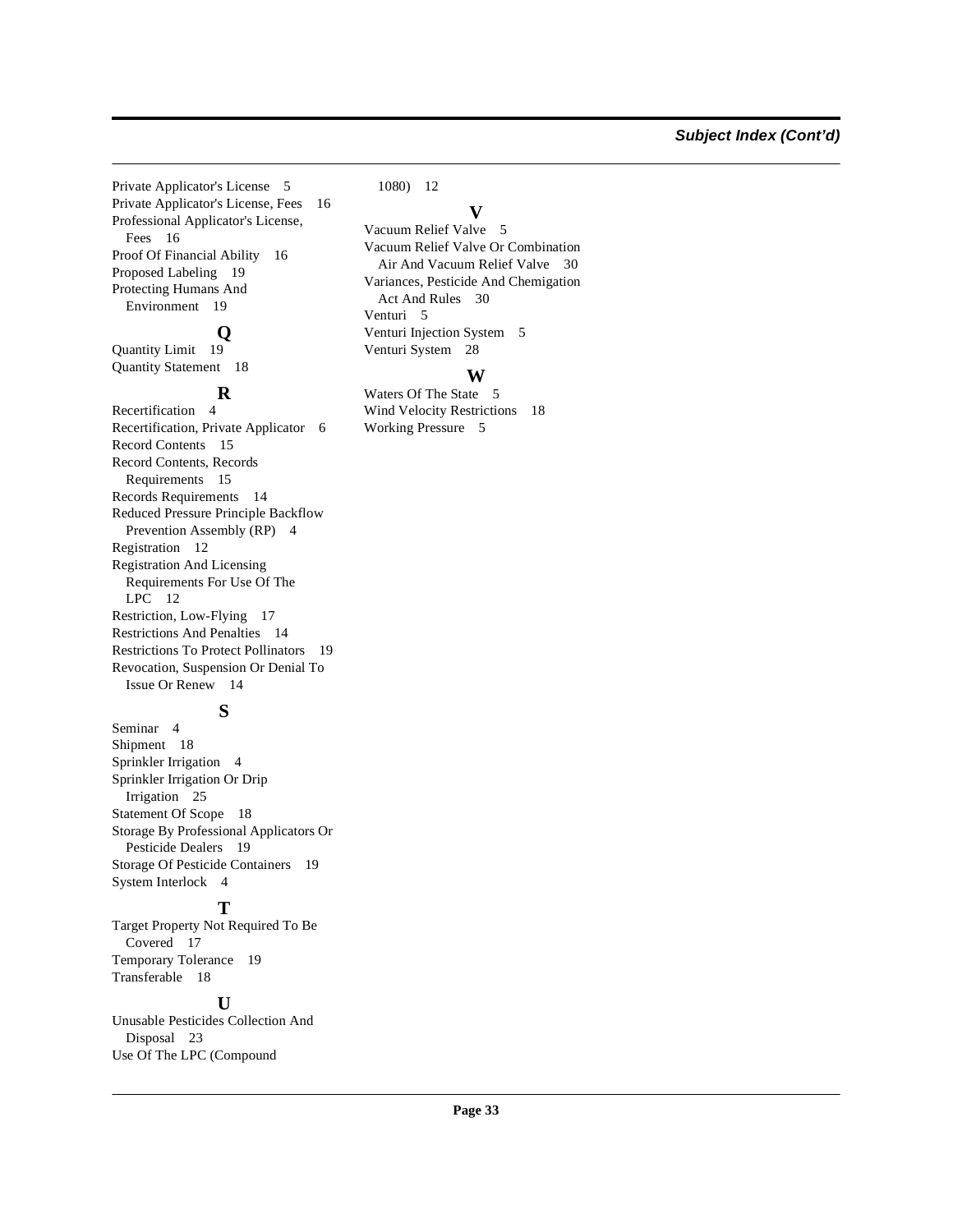Private Applicator's License 5
Private Applicator's License, Fees 16
Professional Applicator's License, Fees 16
Proof Of Financial Ability 16
Proposed Labeling 19
Protecting Humans And Environment 19

**Q**

Quantity Limit 19
Quantity Statement 18

**R**

Recertification 4
Recertification, Private Applicator 6
Record Contents 15
Record Contents, Records Requirements 15
Records Requirements 14
Reduced Pressure Principle Backflow Prevention Assembly (RP) 4
Registration 12
Registration And Licensing Requirements For Use Of The LPC 12
Restriction, Low-Flying 17
Restrictions And Penalties 14
Restrictions To Protect Pollinators 19
Revocation, Suspension Or Denial To Issue Or Renew 14

**S**

Seminar 4
Shipment 18
Sprinkler Irrigation 4
Sprinkler Irrigation Or Drip Irrigation 25
Statement Of Scope 18
Storage By Professional Applicators Or Pesticide Dealers 19
Storage Of Pesticide Containers 19
System Interlock 4

**T**

Target Property Not Required To Be Covered 17
Temporary Tolerance 19
Transferable 18

**U**

Unusable Pesticides Collection And Disposal 23
Use Of The LPC (Compound 1080) 12

**V**

Vacuum Relief Valve 5
Vacuum Relief Valve Or Combination Air And Vacuum Relief Valve 30
Variances, Pesticide And Chemigation Act And Rules 30
Venturi 5
Venturi Injection System 5
Venturi System 28

**W**

Waters Of The State 5
Wind Velocity Restrictions 18
Working Pressure 5